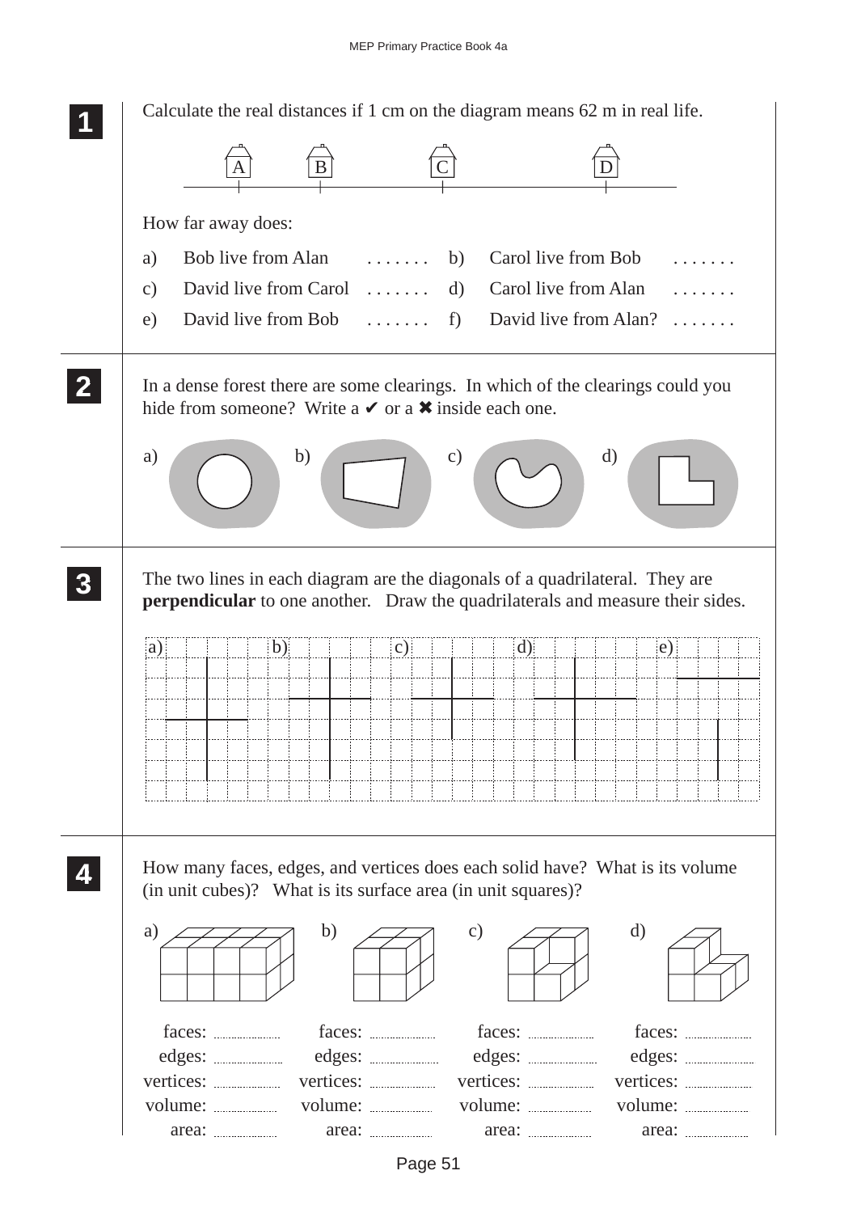**1**

Calculate the real distances if 1 cm on the diagram means 62 m in real life.

How far away does:

a) Bob live from Alan ....... b) Carol live from Bob .......

c) David live from Carol ....... d) Carol live from Alan .......

e) David live from Bob ....... f) David live from Alan? .......

**2**

In a dense forest there are some clearings. In which of the clearings could you hide from someone? Write a ✔ or a ✖ inside each one.

a) b) c) d)

**3**

The two lines in each diagram are the diagonals of a quadrilateral. They are **perpendicular** to one another. Draw the quadrilaterals and measure their sides.

a) b) c) d) e)

**4**

How many faces, edges, and vertices does each solid have? What is its volume (in unit cubes)? What is its surface area (in unit squares)?

| a) | b) | c) | d) |
|---|---|---|---|
| faces: ........ | faces: ........ | faces: ........ | faces: ........ |
| edges: ........ | edges: ........ | edges: ........ | edges: ........ |
| vertices: ........ | vertices: ........ | vertices: ........ | vertices: ........ |
| volume: ........ | volume: ........ | volume: ........ | volume: ........ |
| area: ........ | area: ........ | area: ........ | area: ........ |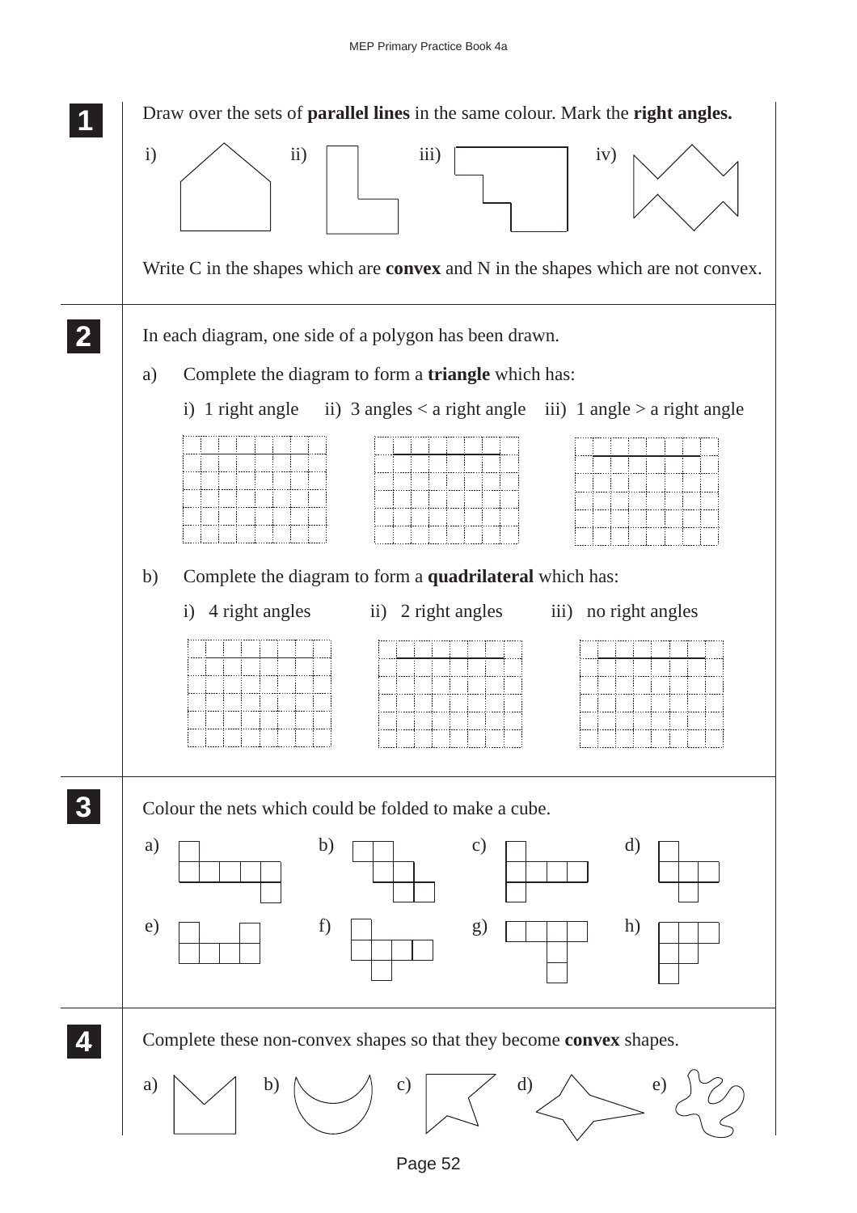**1** Draw over the sets of **parallel lines** in the same colour. Mark the **right angles.**

i) ii) iii) iv)

Write C in the shapes which are **convex** and N in the shapes which are not convex.

**2** In each diagram, one side of a polygon has been drawn.

a) Complete the diagram to form a **triangle** which has:

i) 1 right angle ii) 3 angles < a right angle iii) 1 angle > a right angle

b) Complete the diagram to form a **quadrilateral** which has:

i) 4 right angles ii) 2 right angles iii) no right angles

**3** Colour the nets which could be folded to make a cube.

a) b) c) d)

e) f) g) h)

**4** Complete these non-convex shapes so that they become **convex** shapes.

a) b) c) d) e)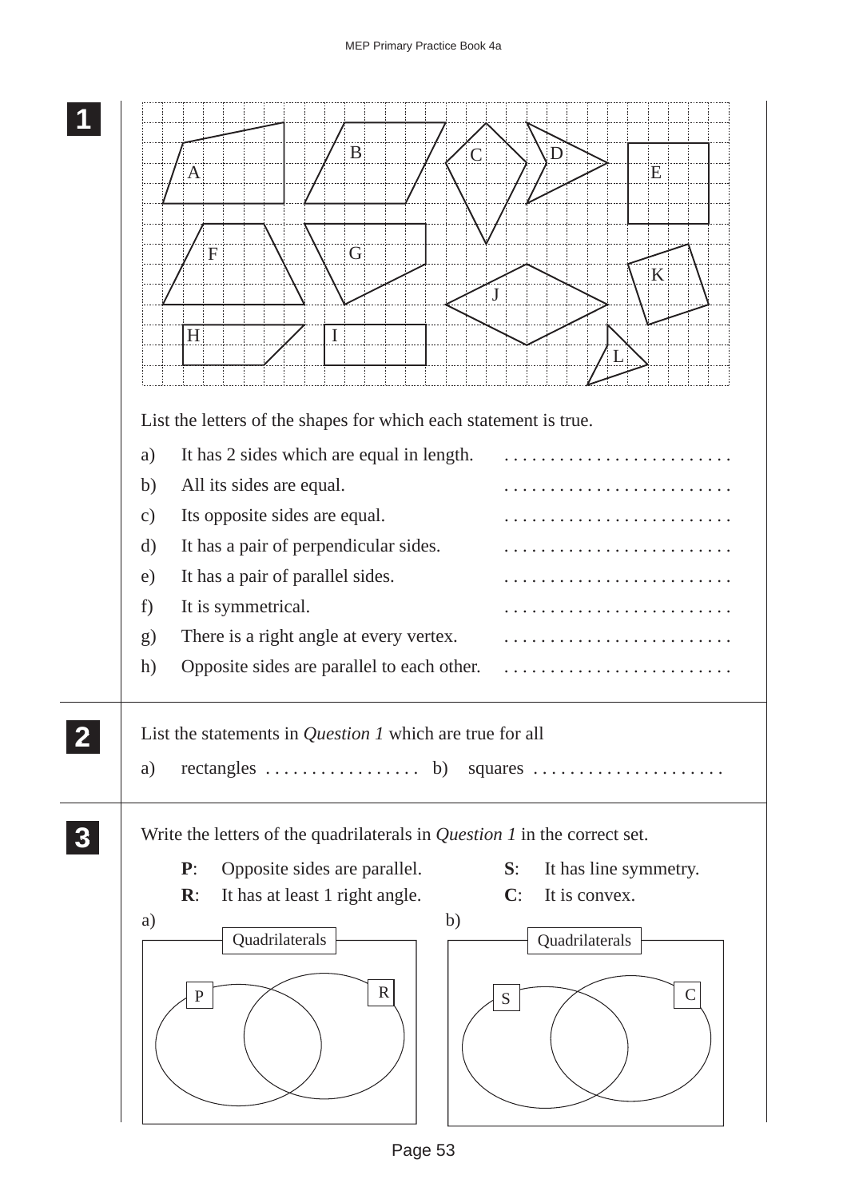**1**

A B C D E F G H I J K L

List the letters of the shapes for which each statement is true.

a) It has 2 sides which are equal in length. . . . . . . . . . . . . . . . . . . . . . . . . .

b) All its sides are equal. . . . . . . . . . . . . . . . . . . . . . . . . .

c) Its opposite sides are equal. . . . . . . . . . . . . . . . . . . . . . . . . .

d) It has a pair of perpendicular sides. . . . . . . . . . . . . . . . . . . . . . . . . .

e) It has a pair of parallel sides. . . . . . . . . . . . . . . . . . . . . . . . . .

f) It is symmetrical. . . . . . . . . . . . . . . . . . . . . . . . . .

g) There is a right angle at every vertex. . . . . . . . . . . . . . . . . . . . . . . . . .

h) Opposite sides are parallel to each other. . . . . . . . . . . . . . . . . . . . . . . . . .

**2**

List the statements in *Question 1* which are true for all

a) rectangles . . . . . . . . . . . . . . . . . b) squares . . . . . . . . . . . . . . . . . . . . .

**3**

Write the letters of the quadrilaterals in *Question 1* in the correct set.

**P**: Opposite sides are parallel.

**R**: It has at least 1 right angle.

**S**: It has line symmetry.

**C**: It is convex.

a) Quadrilaterals — P, R

b) Quadrilaterals — S, C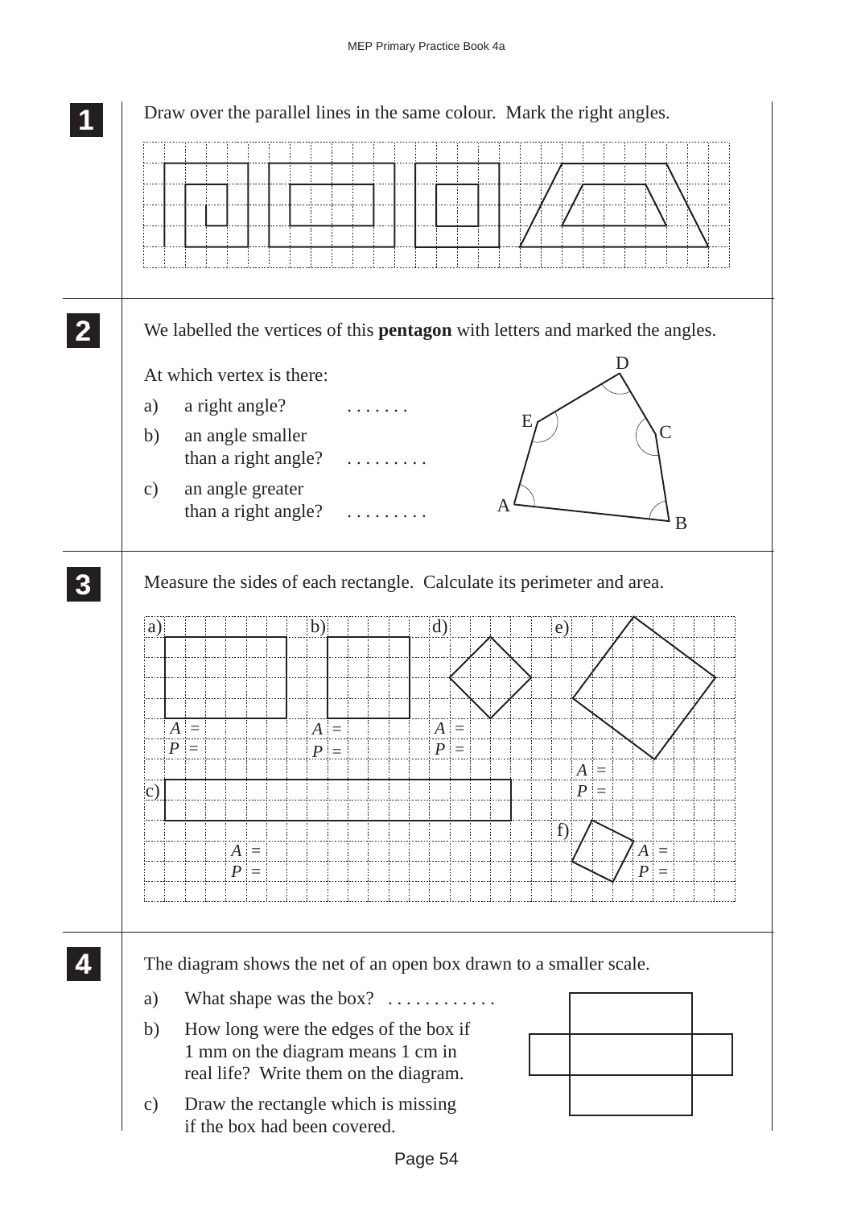**1** Draw over the parallel lines in the same colour. Mark the right angles.

**2** We labelled the vertices of this **pentagon** with letters and marked the angles.

At which vertex is there:

a) a right angle? . . . . . . .

b) an angle smaller than a right angle? . . . . . . . . .

c) an angle greater than a right angle? . . . . . . . . .

D

E

C

A

B

**3** Measure the sides of each rectangle. Calculate its perimeter and area.

a)
$A$ =
$P$ =

b)
$A$ =
$P$ =

d)
$A$ =
$P$ =

e)
$A$ =
$P$ =

c)
$A$ =
$P$ =

f)
$A$ =
$P$ =

**4** The diagram shows the net of an open box drawn to a smaller scale.

a) What shape was the box? . . . . . . . . . . . .

b) How long were the edges of the box if 1 mm on the diagram means 1 cm in real life? Write them on the diagram.

c) Draw the rectangle which is missing if the box had been covered.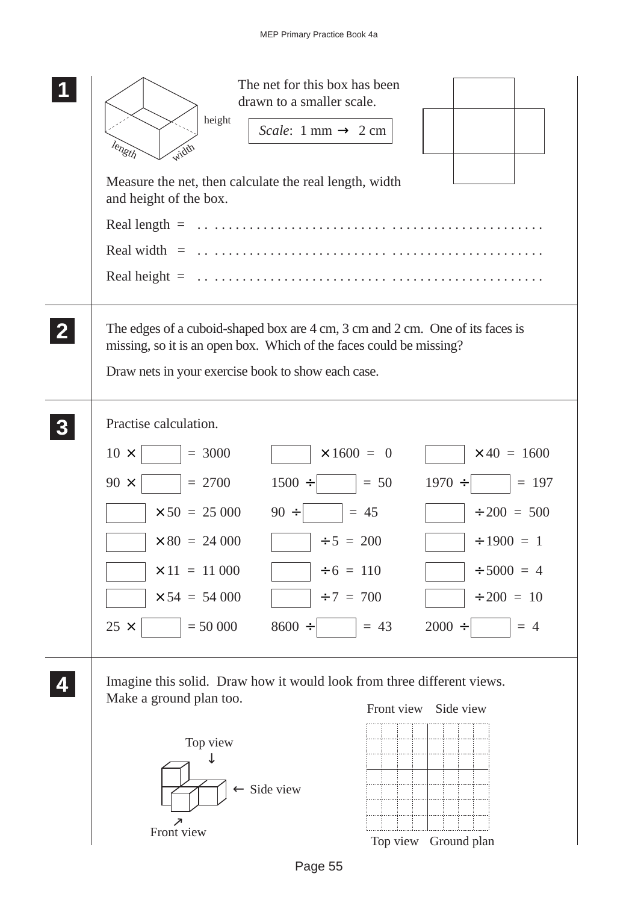**1**

The net for this box has been drawn to a smaller scale.

*Scale*: 1 mm → 2 cm

height, length, width

Measure the net, then calculate the real length, width and height of the box.

Real length = . . . . . . . . . . . . . . . . . . . . . . . . . . . . . . . . . . . . . . . . . . . . . . . . . . . . .

Real width = . . . . . . . . . . . . . . . . . . . . . . . . . . . . . . . . . . . . . . . . . . . . . . . . . . . . .

Real height = . . . . . . . . . . . . . . . . . . . . . . . . . . . . . . . . . . . . . . . . . . . . . . . . . . . . .

**2**

The edges of a cuboid-shaped box are 4 cm, 3 cm and 2 cm. One of its faces is missing, so it is an open box. Which of the faces could be missing?

Draw nets in your exercise book to show each case.

**3**

Practise calculation.

| | | |
|---|---|---|
| $10 \times \square = 3000$ | $\square \times 1600 = 0$ | $\square \times 40 = 1600$ |
| $90 \times \square = 2700$ | $1500 \div \square = 50$ | $1970 \div \square = 197$ |
| $\square \times 50 = 25\,000$ | $90 \div \square = 45$ | $\square \div 200 = 500$ |
| $\square \times 80 = 24\,000$ | $\square \div 5 = 200$ | $\square \div 1900 = 1$ |
| $\square \times 11 = 11\,000$ | $\square \div 6 = 110$ | $\square \div 5000 = 4$ |
| $\square \times 54 = 54\,000$ | $\square \div 7 = 700$ | $\square \div 200 = 10$ |
| $25 \times \square = 50\,000$ | $8600 \div \square = 43$ | $2000 \div \square = 4$ |

**4**

Imagine this solid. Draw how it would look from three different views. Make a ground plan too.

Top view ↓

← Side view

↗ Front view

Front view | Side view

Top view | Ground plan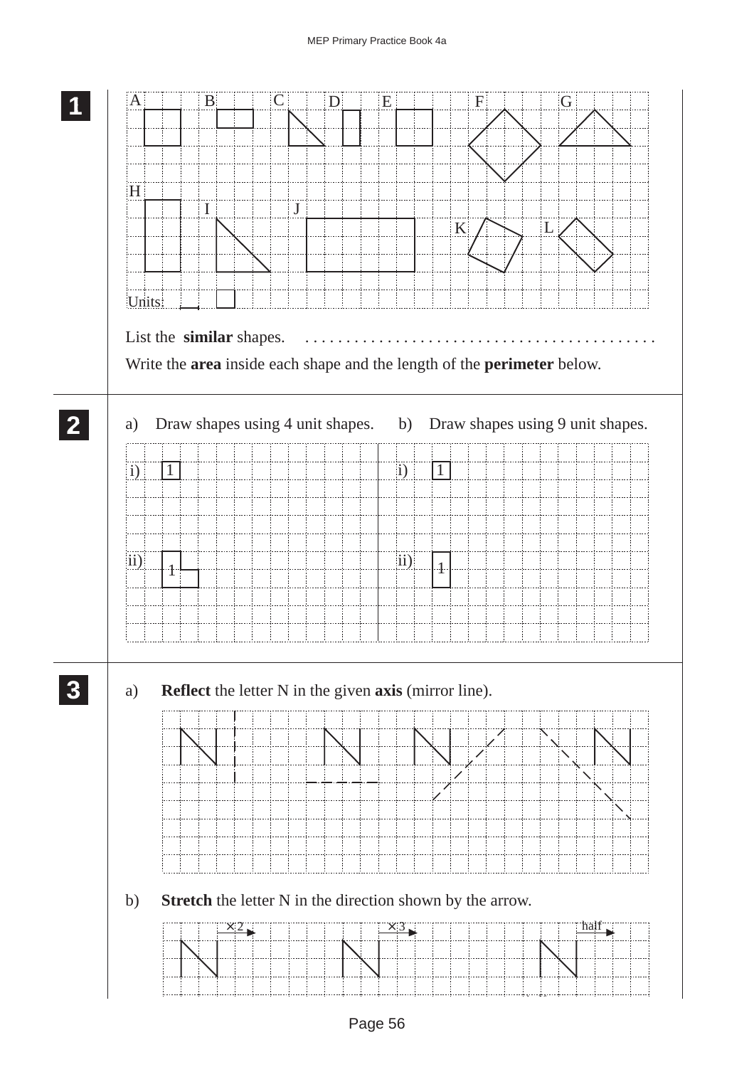**1**

A B C D E F G

H I J K L

Units:

List the **similar** shapes. . . . . . . . . . . . . . . . . . . . . . . . . . . . . . . . . . . . . . . . . . . .

Write the **area** inside each shape and the length of the **perimeter** below.

**2**

a) Draw shapes using 4 unit shapes.

i) 1

ii) 1

b) Draw shapes using 9 unit shapes.

i) 1

ii) 1

**3**

a) **Reflect** the letter N in the given **axis** (mirror line).

b) **Stretch** the letter N in the direction shown by the arrow.

$\times 2$ $\times 3$ half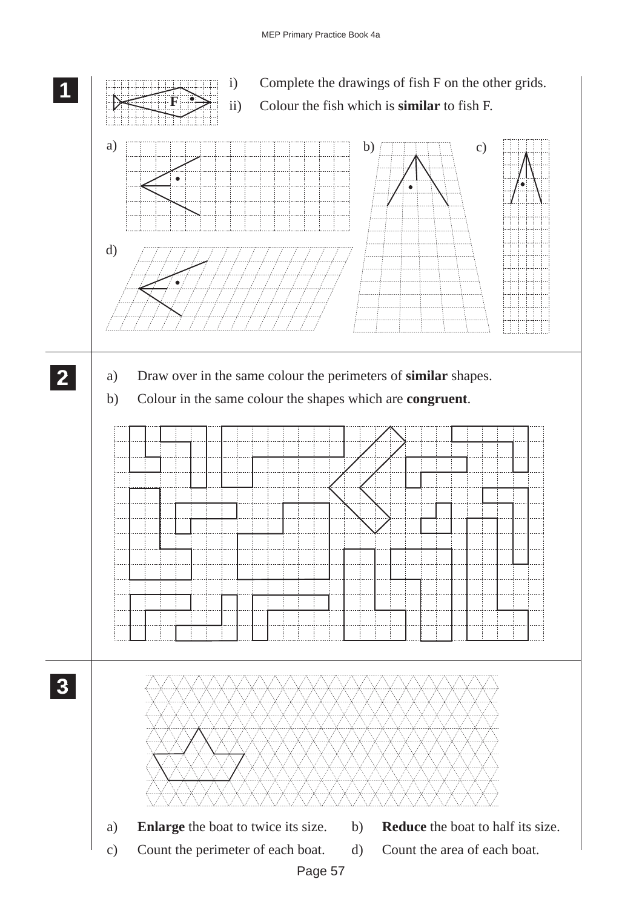**1**

i) Complete the drawings of fish F on the other grids.

ii) Colour the fish which is **similar** to fish F.

F

a)

b)

c)

d)

**2**

a) Draw over in the same colour the perimeters of **similar** shapes.

b) Colour in the same colour the shapes which are **congruent**.

**3**

a) **Enlarge** the boat to twice its size.

b) **Reduce** the boat to half its size.

c) Count the perimeter of each boat.

d) Count the area of each boat.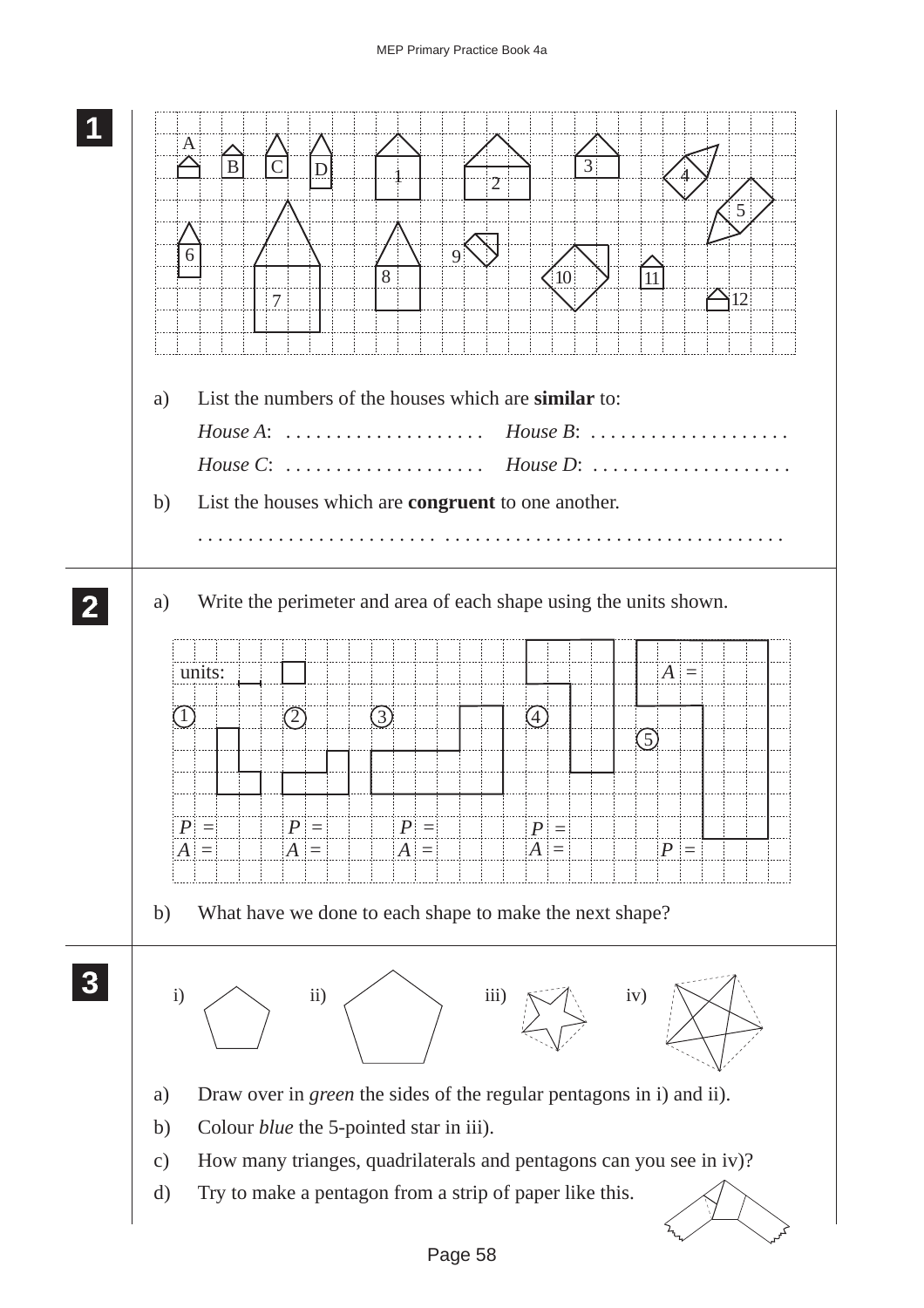**1**

A B C D 1 2 3 4 5 6 7 8 9 10 11 12

a) List the numbers of the houses which are **similar** to:

*House A*: . . . . . . . . . . . . . . . . . . . . *House B*: . . . . . . . . . . . . . . . . . . . .

*House C*: . . . . . . . . . . . . . . . . . . . . *House D*: . . . . . . . . . . . . . . . . . . . .

b) List the houses which are **congruent** to one another.

. . . . . . . . . . . . . . . . . . . . . . . . . . . . . . . . . . . . . . . . . . . . . . . . . . . . . . . . . . . .

**2**

a) Write the perimeter and area of each shape using the units shown.

units:

① $P$ = $A$ =

② $P$ = $A$ =

③ $P$ = $A$ =

④ $P$ = $A$ =

⑤ $A$ = $P$ =

b) What have we done to each shape to make the next shape?

**3**

i) ii) iii) iv)

a) Draw over in *green* the sides of the regular pentagons in i) and ii).

b) Colour *blue* the 5-pointed star in iii).

c) How many trianges, quadrilaterals and pentagons can you see in iv)?

d) Try to make a pentagon from a strip of paper like this.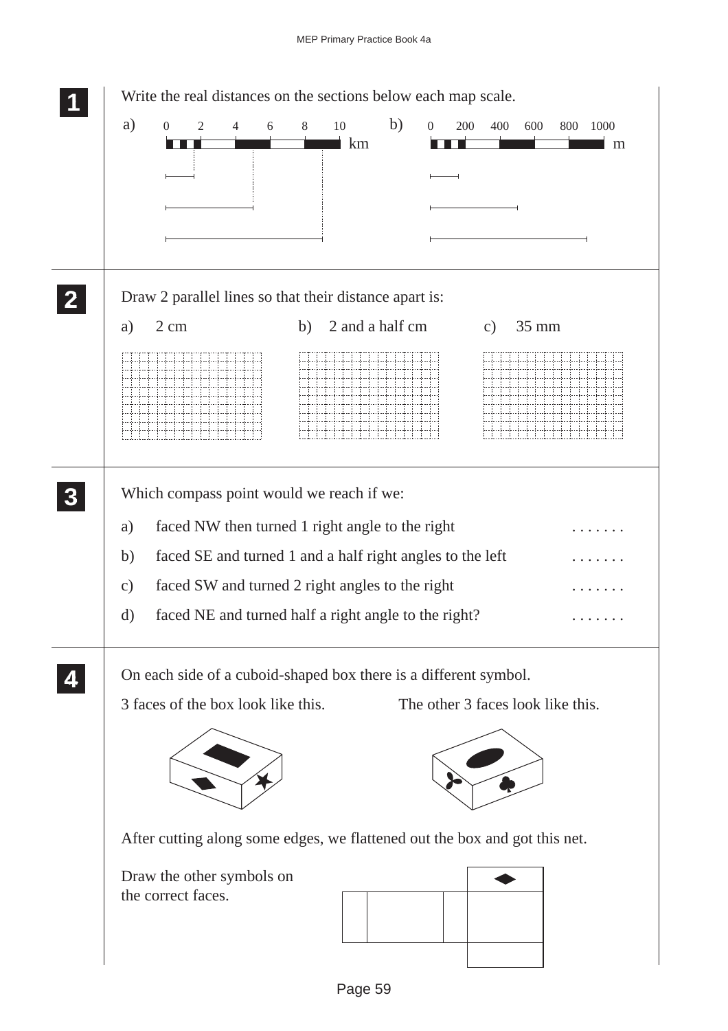**1** Write the real distances on the sections below each map scale.

a) 0 2 4 6 8 10 km

b) 0 200 400 600 800 1000 m

**2** Draw 2 parallel lines so that their distance apart is:

a) 2 cm

b) 2 and a half cm

c) 35 mm

**3** Which compass point would we reach if we:

a) faced NW then turned 1 right angle to the right .......

b) faced SE and turned 1 and a half right angles to the left .......

c) faced SW and turned 2 right angles to the right .......

d) faced NE and turned half a right angle to the right? .......

**4** On each side of a cuboid-shaped box there is a different symbol.

3 faces of the box look like this.

The other 3 faces look like this.

After cutting along some edges, we flattened out the box and got this net.

Draw the other symbols on the correct faces.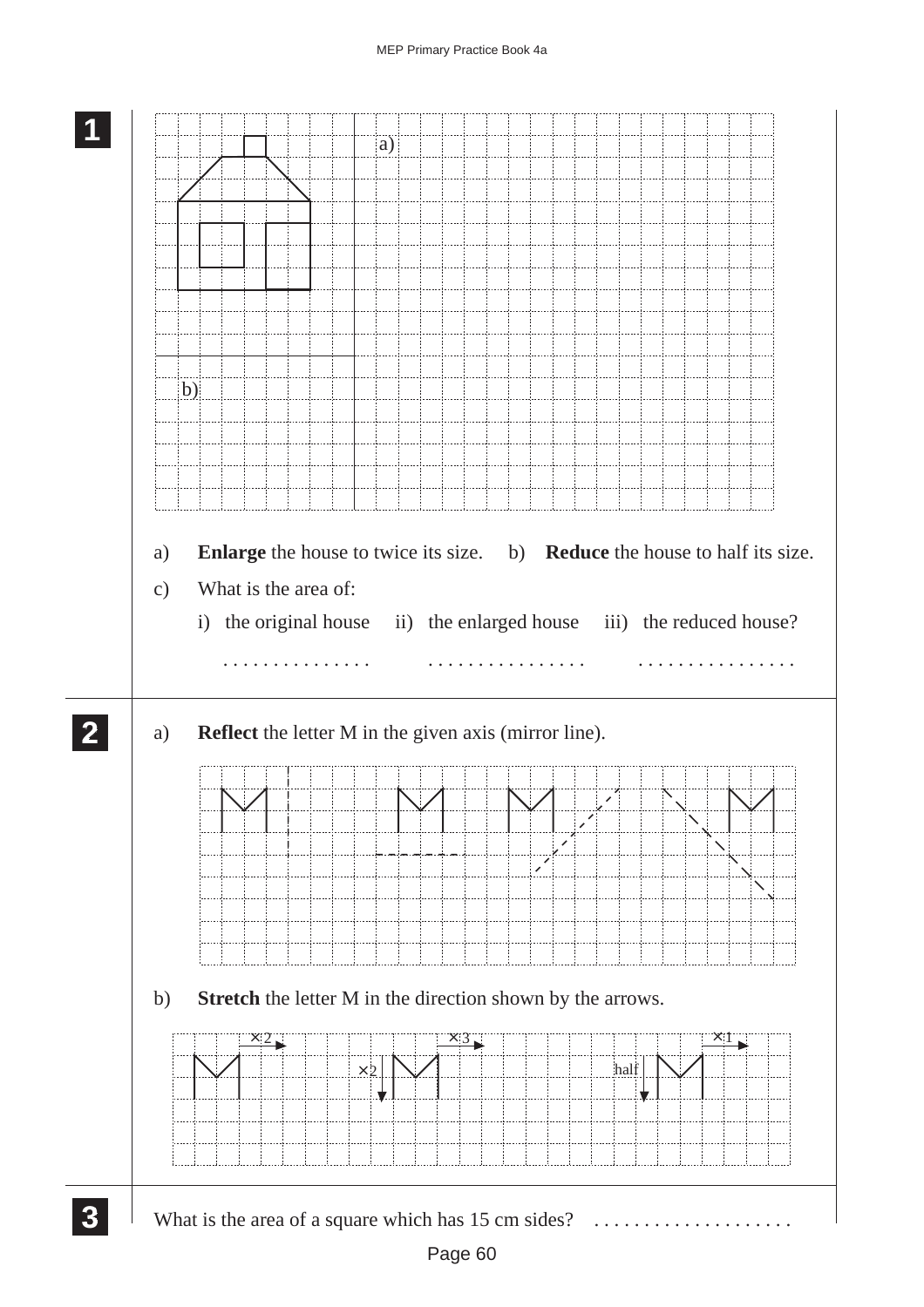**1**

a)

b)

a) **Enlarge** the house to twice its size. b) **Reduce** the house to half its size.

c) What is the area of:

i) the original house ii) the enlarged house iii) the reduced house?

. . . . . . . . . . . . . . . . . . . . . . . . . . . . . . . . . . . . . . . . . . . . . .

**2**

a) **Reflect** the letter M in the given axis (mirror line).

b) **Stretch** the letter M in the direction shown by the arrows.

$\times 2$ $\times 3$ $\times 1$

$\times 2$ half

**3**

What is the area of a square which has 15 cm sides? . . . . . . . . . . . . . . . . . . . .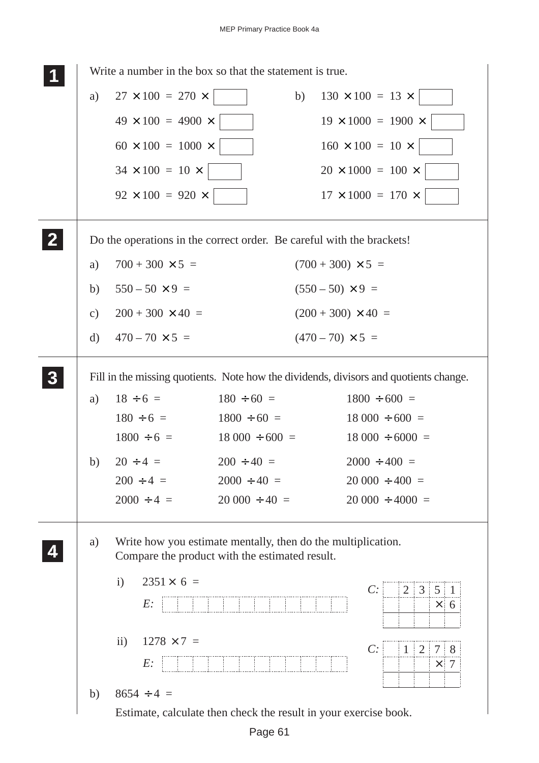**1** Write a number in the box so that the statement is true.

a)

$27 \times 100 = 270 \times$ ☐

$49 \times 100 = 4900 \times$ ☐

$60 \times 100 = 1000 \times$ ☐

$34 \times 100 = 10 \times$ ☐

$92 \times 100 = 920 \times$ ☐

b)

$130 \times 100 = 13 \times$ ☐

$19 \times 1000 = 1900 \times$ ☐

$160 \times 100 = 10 \times$ ☐

$20 \times 1000 = 100 \times$ ☐

$17 \times 1000 = 170 \times$ ☐

**2** Do the operations in the correct order. Be careful with the brackets!

a) $700 + 300 \times 5 =$ $\qquad$ $(700 + 300) \times 5 =$

b) $550 - 50 \times 9 =$ $\qquad$ $(550 - 50) \times 9 =$

c) $200 + 300 \times 40 =$ $\qquad$ $(200 + 300) \times 40 =$

d) $470 - 70 \times 5 =$ $\qquad$ $(470 - 70) \times 5 =$

**3** Fill in the missing quotients. Note how the dividends, divisors and quotients change.

a)

| | | |
|---|---|---|
| $18 \div 6 =$ | $180 \div 60 =$ | $1800 \div 600 =$ |
| $180 \div 6 =$ | $1800 \div 60 =$ | $18\,000 \div 600 =$ |
| $1800 \div 6 =$ | $18\,000 \div 600 =$ | $18\,000 \div 6000 =$ |

b)

| | | |
|---|---|---|
| $20 \div 4 =$ | $200 \div 40 =$ | $2000 \div 400 =$ |
| $200 \div 4 =$ | $2000 \div 40 =$ | $20\,000 \div 400 =$ |
| $2000 \div 4 =$ | $20\,000 \div 40 =$ | $20\,000 \div 4000 =$ |

**4**

a) Write how you estimate mentally, then do the multiplication. Compare the product with the estimated result.

i) $2351 \times 6 =$

*E:*

*C:*

| | | | | |
|---|---|---|---|---|
| | 2 | 3 | 5 | 1 |
| | | | $\times$ | 6 |
| | | | | |

ii) $1278 \times 7 =$

*E:*

*C:*

| | | | | |
|---|---|---|---|---|
| | 1 | 2 | 7 | 8 |
| | | | $\times$ | 7 |
| | | | | |

b) $8654 \div 4 =$

Estimate, calculate then check the result in your exercise book.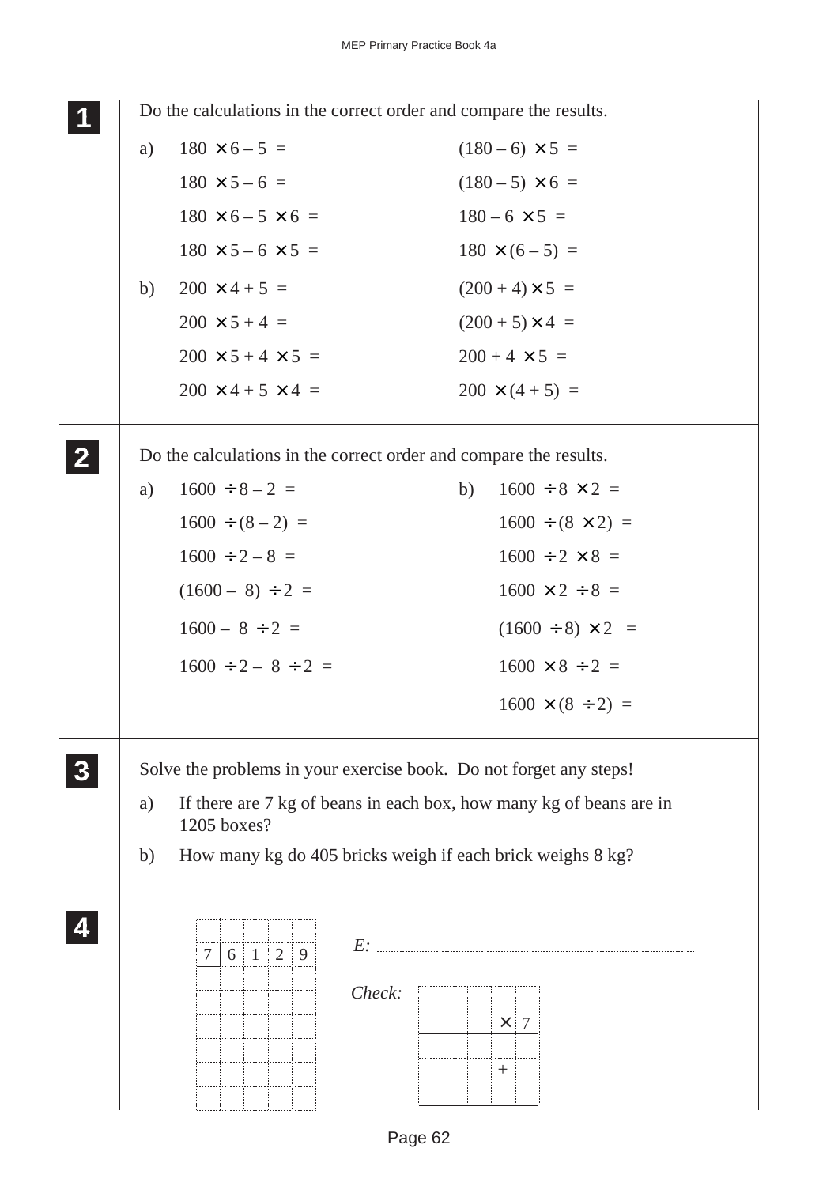**1** Do the calculations in the correct order and compare the results.

a)

| | |
|---|---|
| $180 \times 6 - 5 =$ | $(180 - 6) \times 5 =$ |
| $180 \times 5 - 6 =$ | $(180 - 5) \times 6 =$ |
| $180 \times 6 - 5 \times 6 =$ | $180 - 6 \times 5 =$ |
| $180 \times 5 - 6 \times 5 =$ | $180 \times (6 - 5) =$ |

b)

| | |
|---|---|
| $200 \times 4 + 5 =$ | $(200 + 4) \times 5 =$ |
| $200 \times 5 + 4 =$ | $(200 + 5) \times 4 =$ |
| $200 \times 5 + 4 \times 5 =$ | $200 + 4 \times 5 =$ |
| $200 \times 4 + 5 \times 4 =$ | $200 \times (4 + 5) =$ |

**2** Do the calculations in the correct order and compare the results.

| a) | b) |
|---|---|
| $1600 \div 8 - 2 =$ | $1600 \div 8 \times 2 =$ |
| $1600 \div (8 - 2) =$ | $1600 \div (8 \times 2) =$ |
| $1600 \div 2 - 8 =$ | $1600 \div 2 \times 8 =$ |
| $(1600 - 8) \div 2 =$ | $1600 \times 2 \div 8 =$ |
| $1600 - 8 \div 2 =$ | $(1600 \div 8) \times 2 =$ |
| $1600 \div 2 - 8 \div 2 =$ | $1600 \times 8 \div 2 =$ |
| | $1600 \times (8 \div 2) =$ |

**3** Solve the problems in your exercise book. Do not forget any steps!

a) If there are 7 kg of beans in each box, how many kg of beans are in 1205 boxes?

b) How many kg do 405 bricks weigh if each brick weighs 8 kg?

**4**

$7 \overline{)\,6129}$

*E:* ..................................................

*Check:* $\times 7$, $+$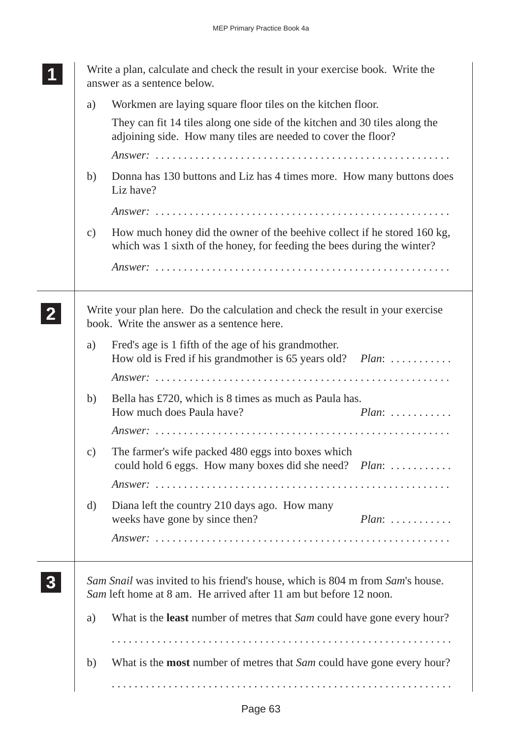**1** Write a plan, calculate and check the result in your exercise book. Write the answer as a sentence below.

a) Workmen are laying square floor tiles on the kitchen floor.

They can fit 14 tiles along one side of the kitchen and 30 tiles along the adjoining side. How many tiles are needed to cover the floor?

*Answer:* ....................................................

b) Donna has 130 buttons and Liz has 4 times more. How many buttons does Liz have?

*Answer:* ....................................................

c) How much honey did the owner of the beehive collect if he stored 160 kg, which was 1 sixth of the honey, for feeding the bees during the winter?

*Answer:* ....................................................

**2** Write your plan here. Do the calculation and check the result in your exercise book. Write the answer as a sentence here.

a) Fred's age is 1 fifth of the age of his grandmother. How old is Fred if his grandmother is 65 years old? *Plan*: ...........

*Answer:* ....................................................

b) Bella has £720, which is 8 times as much as Paula has. How much does Paula have? *Plan*: ...........

*Answer:* ....................................................

c) The farmer's wife packed 480 eggs into boxes which could hold 6 eggs. How many boxes did she need? *Plan*: ...........

*Answer:* ....................................................

d) Diana left the country 210 days ago. How many weeks have gone by since then? *Plan*: ...........

*Answer:* ....................................................

**3** *Sam Snail* was invited to his friend's house, which is 804 m from *Sam*'s house. *Sam* left home at 8 am. He arrived after 11 am but before 12 noon.

a) What is the **least** number of metres that *Sam* could have gone every hour?

............................................................

b) What is the **most** number of metres that *Sam* could have gone every hour?

............................................................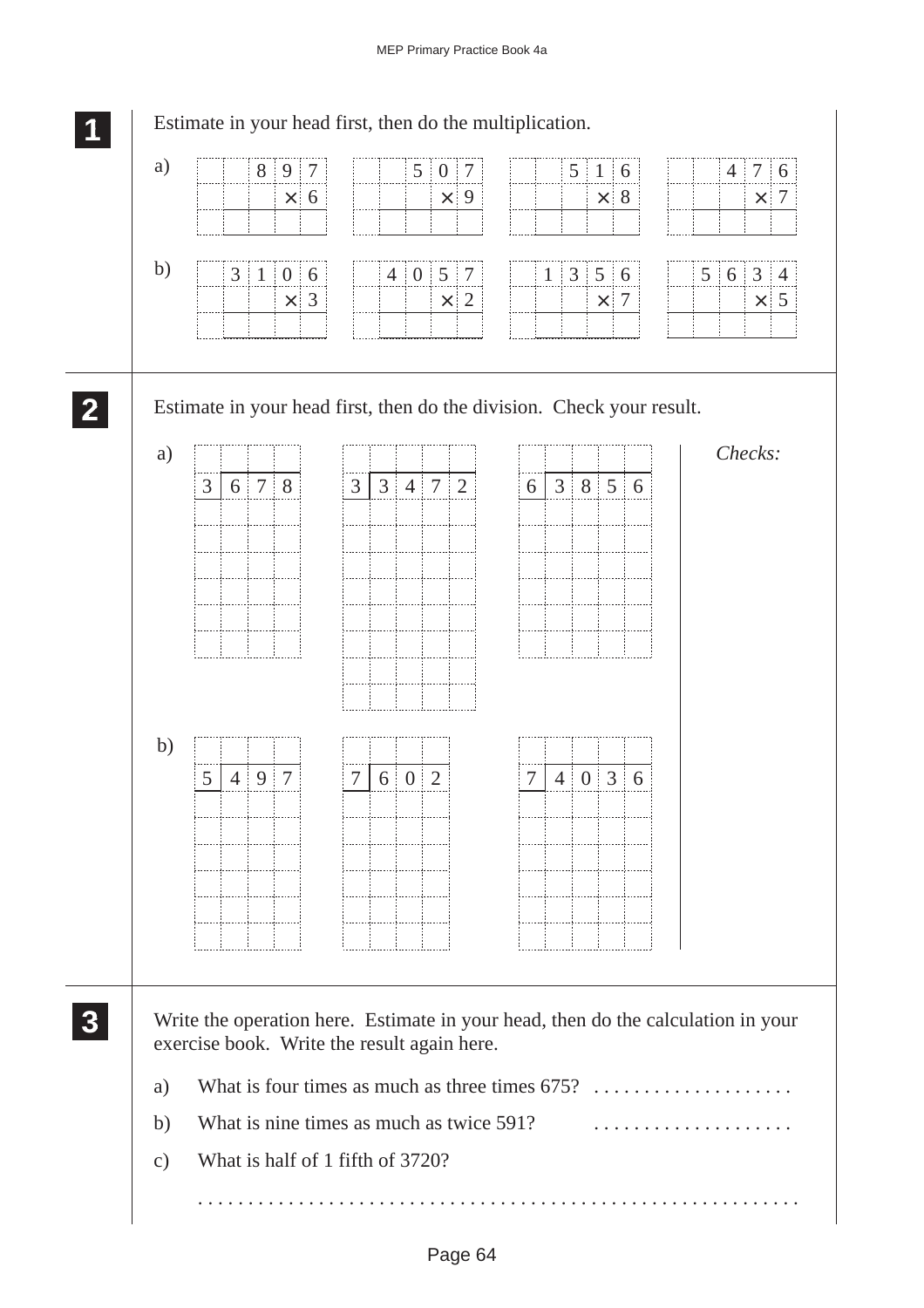**1** Estimate in your head first, then do the multiplication.

a)

$$\begin{array}{r} 897 \\ \times\ 6 \\ \hline \end{array} \qquad \begin{array}{r} 507 \\ \times\ 9 \\ \hline \end{array} \qquad \begin{array}{r} 516 \\ \times\ 8 \\ \hline \end{array} \qquad \begin{array}{r} 476 \\ \times\ 7 \\ \hline \end{array}$$

b)

$$\begin{array}{r} 3106 \\ \times\ 3 \\ \hline \end{array} \qquad \begin{array}{r} 4057 \\ \times\ 2 \\ \hline \end{array} \qquad \begin{array}{r} 1356 \\ \times\ 7 \\ \hline \end{array} \qquad \begin{array}{r} 5634 \\ \times\ 5 \\ \hline \end{array}$$

**2** Estimate in your head first, then do the division. Check your result.

a) $3\,\overline{)\,678}$ $\qquad$ $3\,\overline{)\,3472}$ $\qquad$ $6\,\overline{)\,3856}$

b) $5\,\overline{)\,497}$ $\qquad$ $7\,\overline{)\,602}$ $\qquad$ $7\,\overline{)\,4036}$

*Checks:*

**3** Write the operation here. Estimate in your head, then do the calculation in your exercise book. Write the result again here.

a) What is four times as much as three times 675? ....................

b) What is nine times as much as twice 591? ....................

c) What is half of 1 fifth of 3720?

...........................................................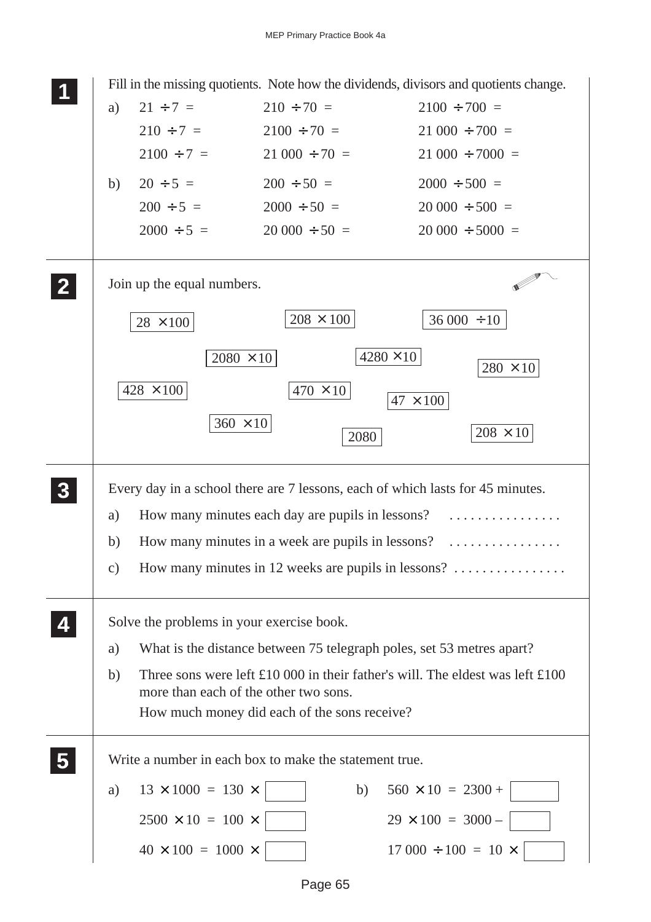**1** Fill in the missing quotients. Note how the dividends, divisors and quotients change.

a)

| | | |
|---|---|---|
| $21 \div 7 =$ | $210 \div 70 =$ | $2100 \div 700 =$ |
| $210 \div 7 =$ | $2100 \div 70 =$ | $21\,000 \div 700 =$ |
| $2100 \div 7 =$ | $21\,000 \div 70 =$ | $21\,000 \div 7000 =$ |

b)

| | | |
|---|---|---|
| $20 \div 5 =$ | $200 \div 50 =$ | $2000 \div 500 =$ |
| $200 \div 5 =$ | $2000 \div 50 =$ | $20\,000 \div 500 =$ |
| $2000 \div 5 =$ | $20\,000 \div 50 =$ | $20\,000 \div 5000 =$ |

**2** Join up the equal numbers.

$28 \times 100$ &nbsp;&nbsp; $208 \times 100$ &nbsp;&nbsp; $36\,000 \div 10$

$2080 \times 10$ &nbsp;&nbsp; $4280 \times 10$ &nbsp;&nbsp; $280 \times 10$

$428 \times 100$ &nbsp;&nbsp; $470 \times 10$ &nbsp;&nbsp; $47 \times 100$

$360 \times 10$ &nbsp;&nbsp; $2080$ &nbsp;&nbsp; $208 \times 10$

**3** Every day in a school there are 7 lessons, each of which lasts for 45 minutes.

a) How many minutes each day are pupils in lessons? . . . . . . . . . . . . . . . .

b) How many minutes in a week are pupils in lessons? . . . . . . . . . . . . . . . .

c) How many minutes in 12 weeks are pupils in lessons? . . . . . . . . . . . . . . . .

**4** Solve the problems in your exercise book.

a) What is the distance between 75 telegraph poles, set 53 metres apart?

b) Three sons were left £10 000 in their father's will. The eldest was left £100 more than each of the other two sons.
How much money did each of the sons receive?

**5** Write a number in each box to make the statement true.

a)

$13 \times 1000 = 130 \times$ ☐

$2500 \times 10 = 100 \times$ ☐

$40 \times 100 = 1000 \times$ ☐

b)

$560 \times 10 = 2300 +$ ☐

$29 \times 100 = 3000 -$ ☐

$17\,000 \div 100 = 10 \times$ ☐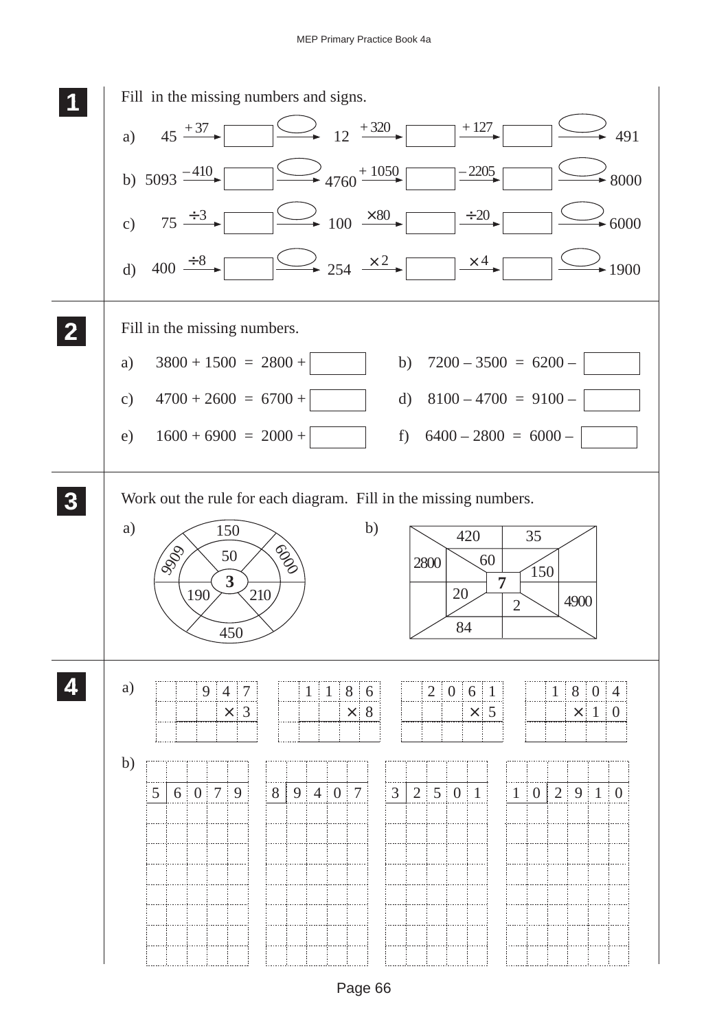## 1

Fill in the missing numbers and signs.

a) 45 $\xrightarrow{+37}$ [ ] $\xrightarrow{\bigcirc}$ 12 $\xrightarrow{+320}$ [ ] $\xrightarrow{+127}$ [ ] $\xrightarrow{\bigcirc}$ 491

b) 5093 $\xrightarrow{-410}$ [ ] $\xrightarrow{\bigcirc}$ 4760 $\xrightarrow{+1050}$ [ ] $\xrightarrow{-2205}$ [ ] $\xrightarrow{\bigcirc}$ 8000

c) 75 $\xrightarrow{\div 3}$ [ ] $\xrightarrow{\bigcirc}$ 100 $\xrightarrow{\times 80}$ [ ] $\xrightarrow{\div 20}$ [ ] $\xrightarrow{\bigcirc}$ 6000

d) 400 $\xrightarrow{\div 8}$ [ ] $\xrightarrow{\bigcirc}$ 254 $\xrightarrow{\times 2}$ [ ] $\xrightarrow{\times 4}$ [ ] $\xrightarrow{\bigcirc}$ 1900

## 2

Fill in the missing numbers.

a) 3800 + 1500 = 2800 + [ ]

b) 7200 – 3500 = 6200 – [ ]

c) 4700 + 2600 = 6700 + [ ]

d) 8100 – 4700 = 9100 – [ ]

e) 1600 + 6900 = 2000 + [ ]

f) 6400 – 2800 = 6000 – [ ]

## 3

Work out the rule for each diagram. Fill in the missing numbers.

a) Centre: 3; inner ring: 50, 190, 210; outer ring: 150, 9909, 6000, 450

b) Centre: 7; inner: 60, 150, 20, 2; outer: 420, 35, 2800, 4900, 84

## 4

a)

```
      9 4 7        1 1 8 6        2 0 6 1        1 8 0 4
        × 3            × 8            × 5          × 1 0
```

b)

```
5 | 6 0 7 9     8 | 9 4 0 7     3 | 2 5 0 1     1 0 | 2 9 1 0
```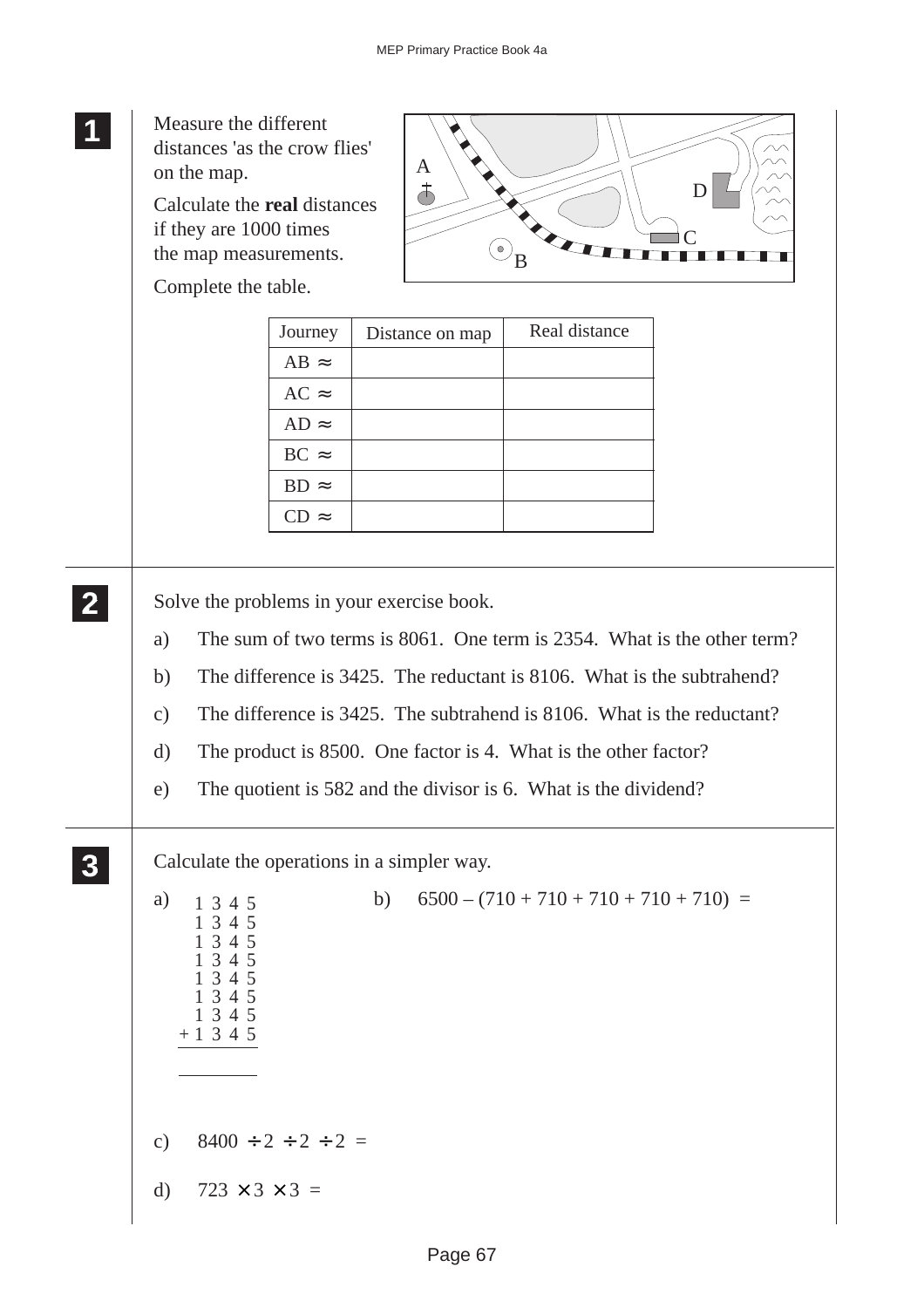**1**

Measure the different distances 'as the crow flies' on the map.

Calculate the **real** distances if they are 1000 times the map measurements.

Complete the table.

| Journey | Distance on map | Real distance |
|---|---|---|
| AB ≈ | | |
| AC ≈ | | |
| AD ≈ | | |
| BC ≈ | | |
| BD ≈ | | |
| CD ≈ | | |

**2**

Solve the problems in your exercise book.

a) The sum of two terms is 8061. One term is 2354. What is the other term?

b) The difference is 3425. The reductant is 8106. What is the subtrahend?

c) The difference is 3425. The subtrahend is 8106. What is the reductant?

d) The product is 8500. One factor is 4. What is the other factor?

e) The quotient is 582 and the divisor is 6. What is the dividend?

**3**

Calculate the operations in a simpler way.

a)
```
  1 3 4 5
  1 3 4 5
  1 3 4 5
  1 3 4 5
  1 3 4 5
  1 3 4 5
  1 3 4 5
+ 1 3 4 5
---------
```

b) $6500 - (710 + 710 + 710 + 710 + 710) =$

c) $8400 \div 2 \div 2 \div 2 =$

d) $723 \times 3 \times 3 =$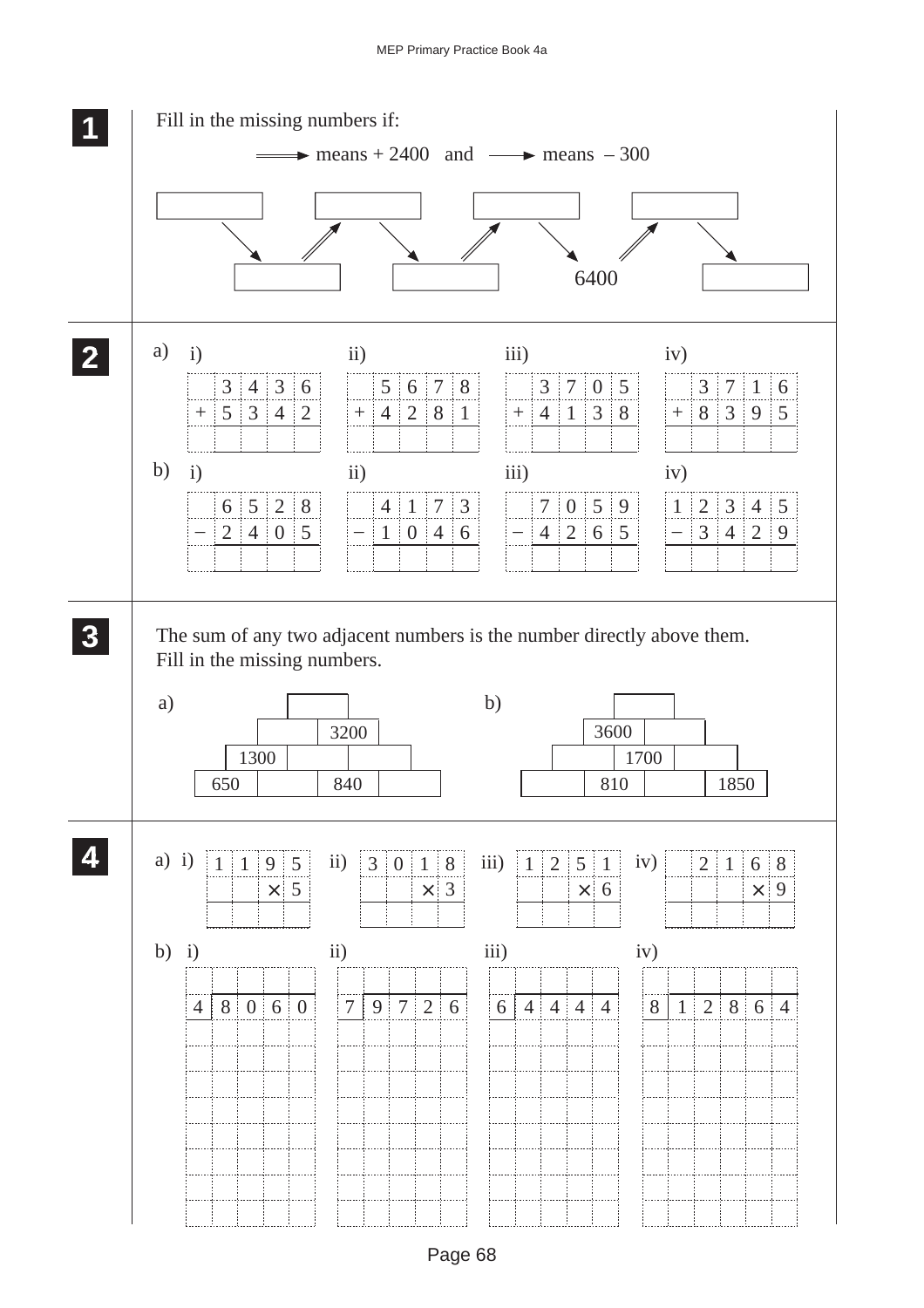**1** Fill in the missing numbers if:

⟹ means + 2400 and ⟶ means – 300

| | | | | | | | | |
|---|---|---|---|---|---|---|---|---|
| ☐ | | ☐ | | ☐ | | ☐ | | |
| | ☐ | | ☐ | | 6400 | | | ☐ |

**2**

a) i)
```
   3 4 3 6
 + 5 3 4 2
 ---------
```
ii)
```
   5 6 7 8
 + 4 2 8 1
 ---------
```
iii)
```
   3 7 0 5
 + 4 1 3 8
 ---------
```
iv)
```
   3 7 1 6
 + 8 3 9 5
 ---------
```

b) i)
```
   6 5 2 8
 − 2 4 0 5
 ---------
```
ii)
```
   4 1 7 3
 − 1 0 4 6
 ---------
```
iii)
```
   7 0 5 9
 − 4 2 6 5
 ---------
```
iv)
```
  1 2 3 4 5
 −  3 4 2 9
 ----------
```

**3** The sum of any two adjacent numbers is the number directly above them. Fill in the missing numbers.

a)
```
          [    ]
       [    ][3200]
   [1300][    ][    ]
[650][    ][840][    ]
```

b)
```
          [    ]
       [3600][    ]
   [    ][1700][    ]
[    ][810][    ][1850]
```

**4**

a) i)
```
 1 1 9 5
     × 5
```
ii)
```
 3 0 1 8
     × 3
```
iii)
```
 1 2 5 1
     × 6
```
iv)
```
 2 1 6 8
     × 9
```

b) i) $4 \overline{)8060}$  ii) $7 \overline{)9726}$  iii) $6 \overline{)4444}$  iv) $8 \overline{)12864}$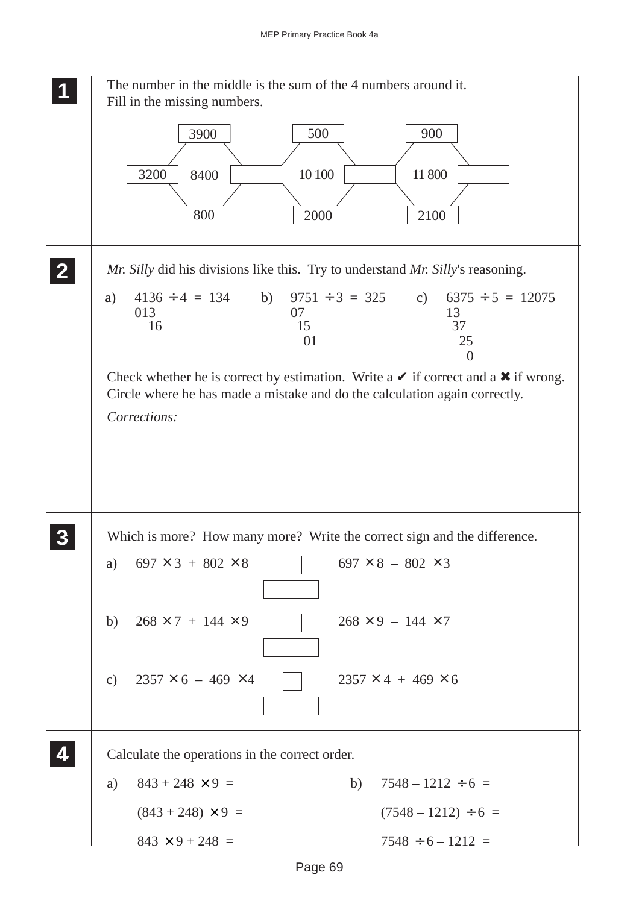**1** The number in the middle is the sum of the 4 numbers around it.
Fill in the missing numbers.

| | Top | Left | Middle | Right | Bottom |
|---|---|---|---|---|---|
| Hexagon 1 | 3900 | 3200 | 8400 | | 800 |
| Hexagon 2 | 500 | | 10 100 | | 2000 |
| Hexagon 3 | 900 | | 11 800 | | 2100 |

**2** *Mr. Silly* did his divisions like this. Try to understand *Mr. Silly*'s reasoning.

a)
```
4136 ÷ 4 = 134
013
  16
```

b)
```
9751 ÷ 3 = 325
07
 15
  01
```

c)
```
6375 ÷ 5 = 12075
13
 37
  25
   0
```

Check whether he is correct by estimation. Write a ✔ if correct and a ✖ if wrong.
Circle where he has made a mistake and do the calculation again correctly.

*Corrections:*

**3** Which is more? How many more? Write the correct sign and the difference.

a) $697 \times 3 + 802 \times 8$ ☐ $697 \times 8 - 802 \times 3$

b) $268 \times 7 + 144 \times 9$ ☐ $268 \times 9 - 144 \times 7$

c) $2357 \times 6 - 469 \times 4$ ☐ $2357 \times 4 + 469 \times 6$

**4** Calculate the operations in the correct order.

a) $843 + 248 \times 9 =$

$(843 + 248) \times 9 =$

$843 \times 9 + 248 =$

b) $7548 - 1212 \div 6 =$

$(7548 - 1212) \div 6 =$

$7548 \div 6 - 1212 =$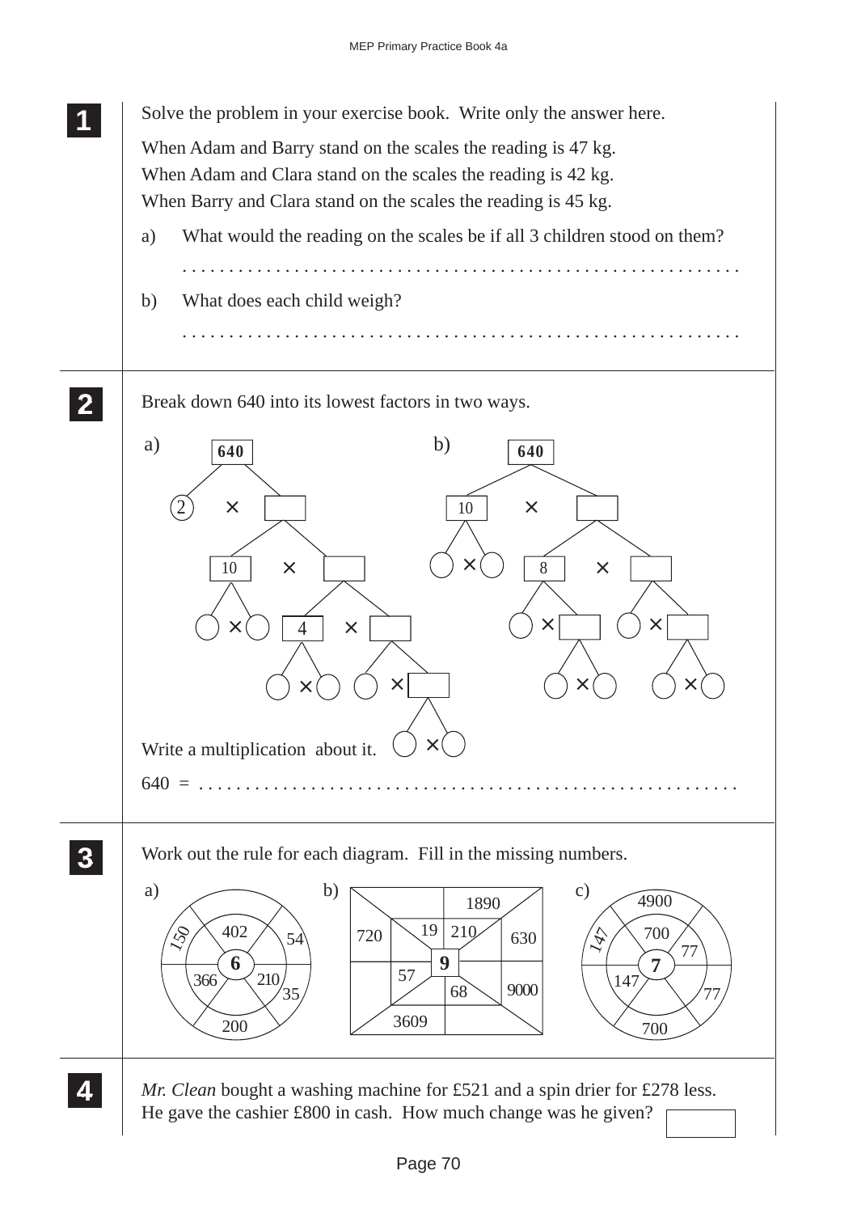**1** Solve the problem in your exercise book. Write only the answer here.

When Adam and Barry stand on the scales the reading is 47 kg.
When Adam and Clara stand on the scales the reading is 42 kg.
When Barry and Clara stand on the scales the reading is 45 kg.

a) What would the reading on the scales be if all 3 children stood on them?

. . . . . . . . . . . . . . . . . . . . . . . . . . . . . . . . . . . . . . . . . . . . . . . . . . . . . . . . . .

b) What does each child weigh?

. . . . . . . . . . . . . . . . . . . . . . . . . . . . . . . . . . . . . . . . . . . . . . . . . . . . . . . . . .

**2** Break down 640 into its lowest factors in two ways.

a) 640 = 2 × [ ]; [ ] = 10 × [ ]; 10 = ( ) × ( ); [ ] = 4 × [ ]; 4 = ( ) × ( ); [ ] = ( ) × [ ]; [ ] = ( ) × ( )

b) 640 = 10 × [ ]; 10 = ( ) × ( ); [ ] = 8 × [ ]; 8 = ( ) × [ ]; [ ] = ( ) × ( ); [ ] = ( ) × [ ]; [ ] = ( ) × ( )

Write a multiplication about it.

640 = . . . . . . . . . . . . . . . . . . . . . . . . . . . . . . . . . . . . . . . . . . . . . . . . . . . . . .

**3** Work out the rule for each diagram. Fill in the missing numbers.

a) Centre: 6; inner ring: 402, 210, 366; outer ring: 150, 54, 35, 200

b) Centre: 9; inner: 19, 210, 57, 68; outer: 1890, 720, 630, 9000, 3609

c) Centre: 7; inner: 700, 77, 147; outer: 4900, 147, 77, 700

**4** *Mr. Clean* bought a washing machine for £521 and a spin drier for £278 less. He gave the cashier £800 in cash. How much change was he given? [ ]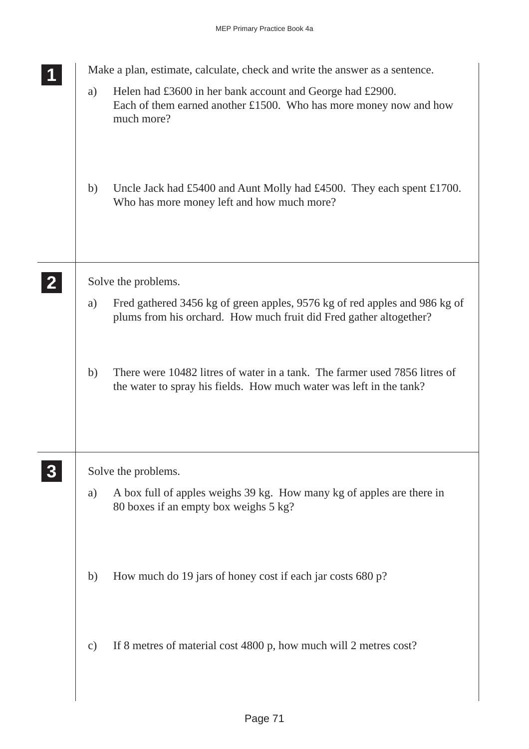**1**

Make a plan, estimate, calculate, check and write the answer as a sentence.

a) Helen had £3600 in her bank account and George had £2900. Each of them earned another £1500. Who has more money now and how much more?

b) Uncle Jack had £5400 and Aunt Molly had £4500. They each spent £1700. Who has more money left and how much more?

**2**

Solve the problems.

a) Fred gathered 3456 kg of green apples, 9576 kg of red apples and 986 kg of plums from his orchard. How much fruit did Fred gather altogether?

b) There were 10482 litres of water in a tank. The farmer used 7856 litres of the water to spray his fields. How much water was left in the tank?

**3**

Solve the problems.

a) A box full of apples weighs 39 kg. How many kg of apples are there in 80 boxes if an empty box weighs 5 kg?

b) How much do 19 jars of honey cost if each jar costs 680 p?

c) If 8 metres of material cost 4800 p, how much will 2 metres cost?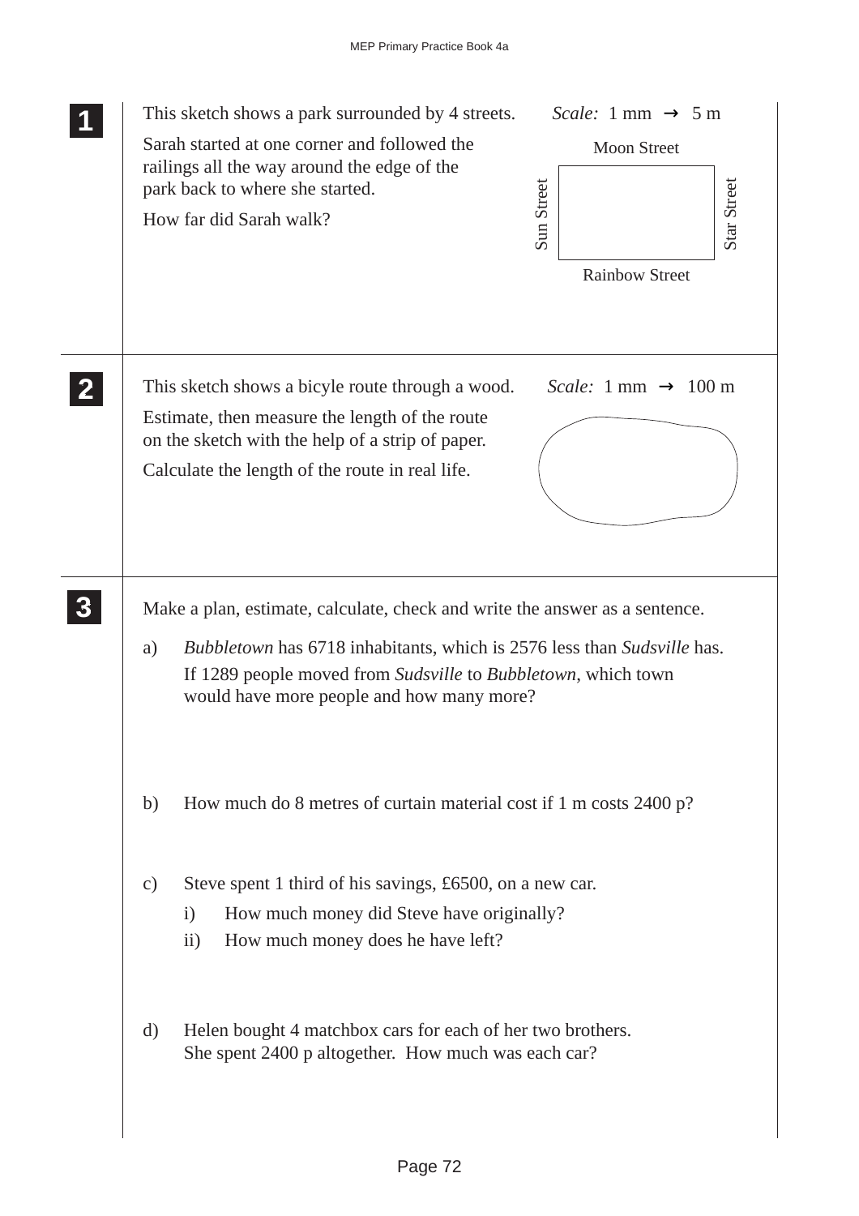**1**

This sketch shows a park surrounded by 4 streets.

*Scale:* 1 mm → 5 m

Sarah started at one corner and followed the railings all the way around the edge of the park back to where she started.

How far did Sarah walk?

Moon Street

Sun Street

Star Street

Rainbow Street

**2**

This sketch shows a bicyle route through a wood.

*Scale:* 1 mm → 100 m

Estimate, then measure the length of the route on the sketch with the help of a strip of paper.

Calculate the length of the route in real life.

**3**

Make a plan, estimate, calculate, check and write the answer as a sentence.

a) *Bubbletown* has 6718 inhabitants, which is 2576 less than *Sudsville* has. If 1289 people moved from *Sudsville* to *Bubbletown*, which town would have more people and how many more?

b) How much do 8 metres of curtain material cost if 1 m costs 2400 p?

c) Steve spent 1 third of his savings, £6500, on a new car.

  i) How much money did Steve have originally?

  ii) How much money does he have left?

d) Helen bought 4 matchbox cars for each of her two brothers. She spent 2400 p altogether. How much was each car?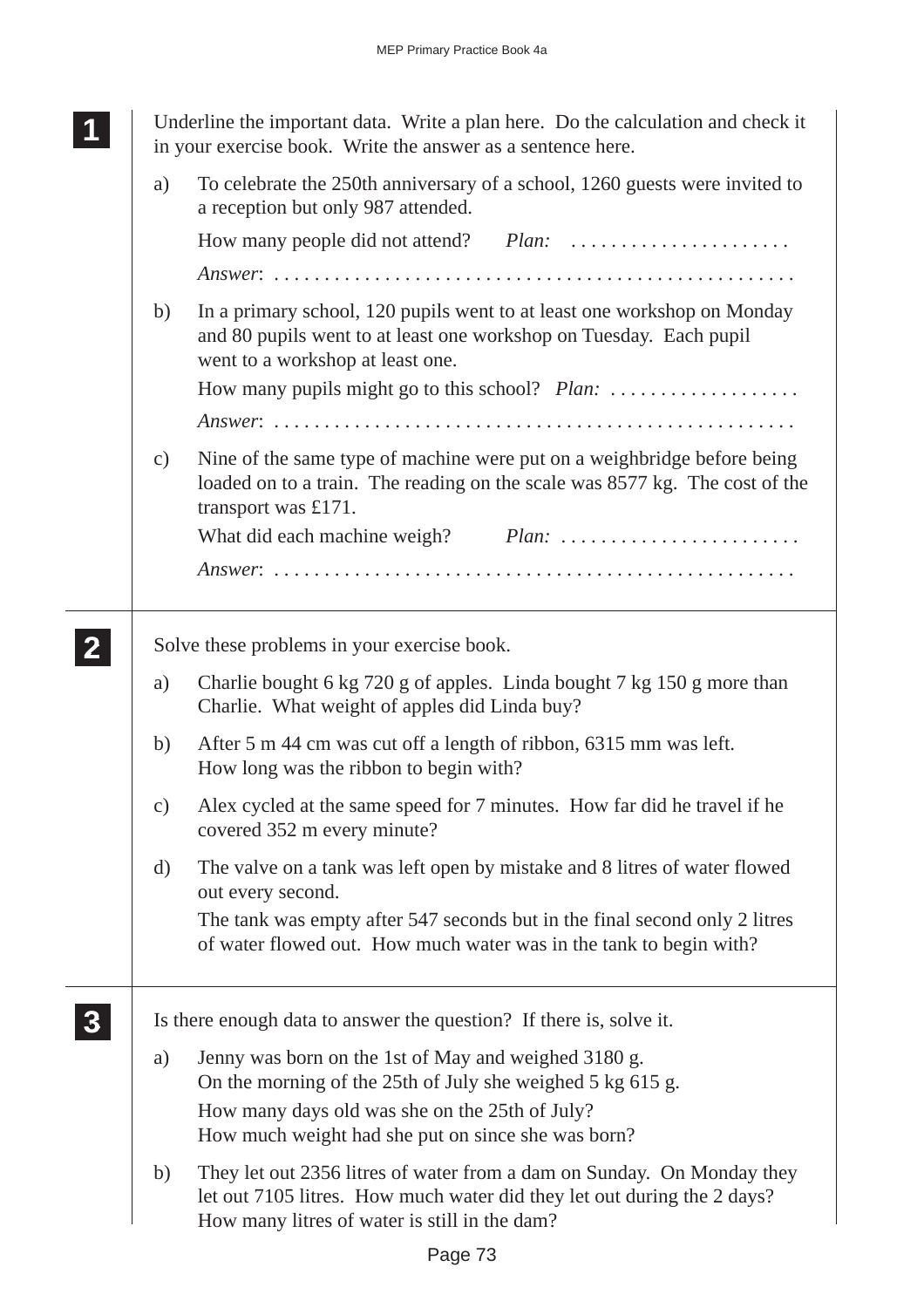**1** Underline the important data. Write a plan here. Do the calculation and check it in your exercise book. Write the answer as a sentence here.

a) To celebrate the 250th anniversary of a school, 1260 guests were invited to a reception but only 987 attended.

How many people did not attend? *Plan:* . . . . . . . . . . . . . . . . . . . . . .

*Answer*: . . . . . . . . . . . . . . . . . . . . . . . . . . . . . . . . . . . . . . . . . . . . . . . . . . . .

b) In a primary school, 120 pupils went to at least one workshop on Monday and 80 pupils went to at least one workshop on Tuesday. Each pupil went to a workshop at least one.

How many pupils might go to this school? *Plan:* . . . . . . . . . . . . . . . . . . .

*Answer*: . . . . . . . . . . . . . . . . . . . . . . . . . . . . . . . . . . . . . . . . . . . . . . . . . . . .

c) Nine of the same type of machine were put on a weighbridge before being loaded on to a train. The reading on the scale was 8577 kg. The cost of the transport was £171.

What did each machine weigh? *Plan:* . . . . . . . . . . . . . . . . . . . . . . . .

*Answer*: . . . . . . . . . . . . . . . . . . . . . . . . . . . . . . . . . . . . . . . . . . . . . . . . . . . .

**2** Solve these problems in your exercise book.

a) Charlie bought 6 kg 720 g of apples. Linda bought 7 kg 150 g more than Charlie. What weight of apples did Linda buy?

b) After 5 m 44 cm was cut off a length of ribbon, 6315 mm was left. How long was the ribbon to begin with?

c) Alex cycled at the same speed for 7 minutes. How far did he travel if he covered 352 m every minute?

d) The valve on a tank was left open by mistake and 8 litres of water flowed out every second.

The tank was empty after 547 seconds but in the final second only 2 litres of water flowed out. How much water was in the tank to begin with?

**3** Is there enough data to answer the question? If there is, solve it.

a) Jenny was born on the 1st of May and weighed 3180 g.
On the morning of the 25th of July she weighed 5 kg 615 g.

How many days old was she on the 25th of July?
How much weight had she put on since she was born?

b) They let out 2356 litres of water from a dam on Sunday. On Monday they let out 7105 litres. How much water did they let out during the 2 days?
How many litres of water is still in the dam?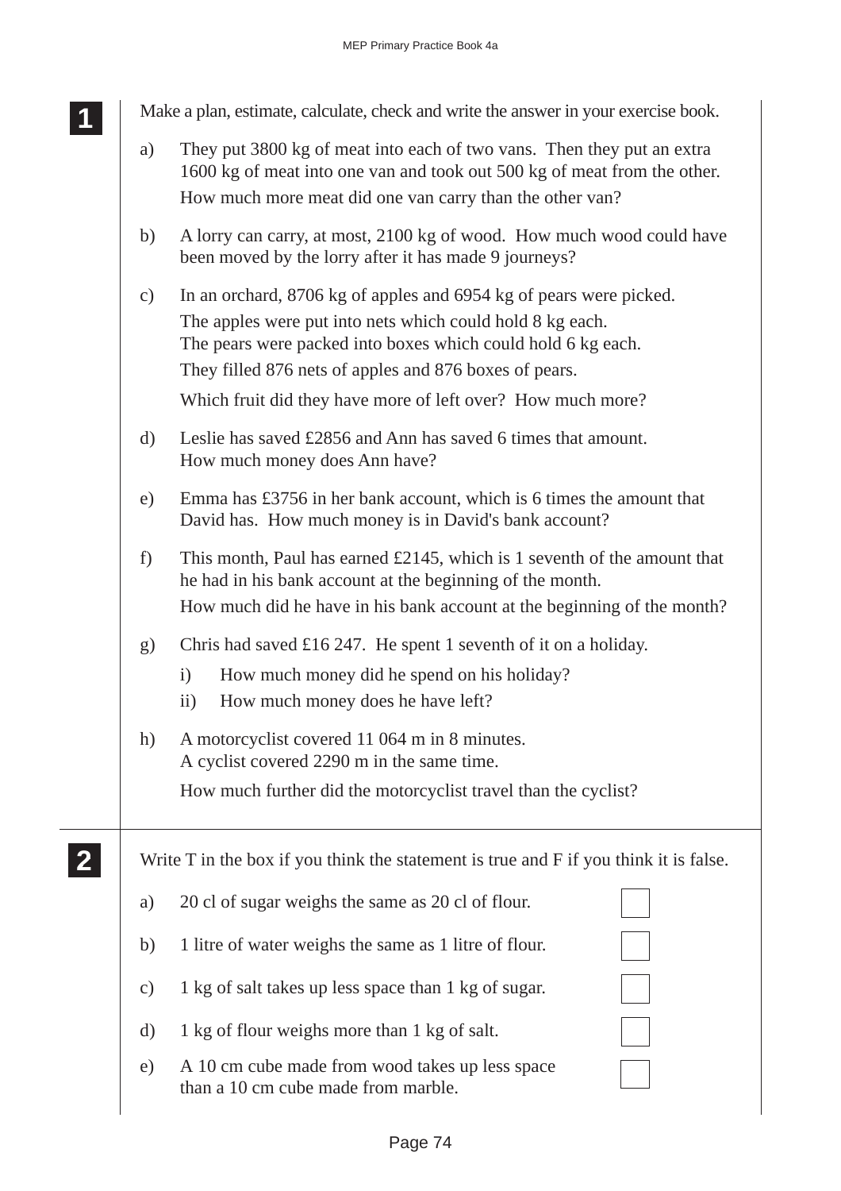**1**

Make a plan, estimate, calculate, check and write the answer in your exercise book.

a) They put 3800 kg of meat into each of two vans. Then they put an extra 1600 kg of meat into one van and took out 500 kg of meat from the other.
How much more meat did one van carry than the other van?

b) A lorry can carry, at most, 2100 kg of wood. How much wood could have been moved by the lorry after it has made 9 journeys?

c) In an orchard, 8706 kg of apples and 6954 kg of pears were picked.
The apples were put into nets which could hold 8 kg each.
The pears were packed into boxes which could hold 6 kg each.
They filled 876 nets of apples and 876 boxes of pears.
Which fruit did they have more of left over? How much more?

d) Leslie has saved £2856 and Ann has saved 6 times that amount.
How much money does Ann have?

e) Emma has £3756 in her bank account, which is 6 times the amount that David has. How much money is in David's bank account?

f) This month, Paul has earned £2145, which is 1 seventh of the amount that he had in his bank account at the beginning of the month.
How much did he have in his bank account at the beginning of the month?

g) Chris had saved £16 247. He spent 1 seventh of it on a holiday.
   i) How much money did he spend on his holiday?
   ii) How much money does he have left?

h) A motorcyclist covered 11 064 m in 8 minutes.
A cyclist covered 2290 m in the same time.
How much further did the motorcyclist travel than the cyclist?

**2**

Write T in the box if you think the statement is true and F if you think it is false.

a) 20 cl of sugar weighs the same as 20 cl of flour. ☐

b) 1 litre of water weighs the same as 1 litre of flour. ☐

c) 1 kg of salt takes up less space than 1 kg of sugar. ☐

d) 1 kg of flour weighs more than 1 kg of salt. ☐

e) A 10 cm cube made from wood takes up less space than a 10 cm cube made from marble. ☐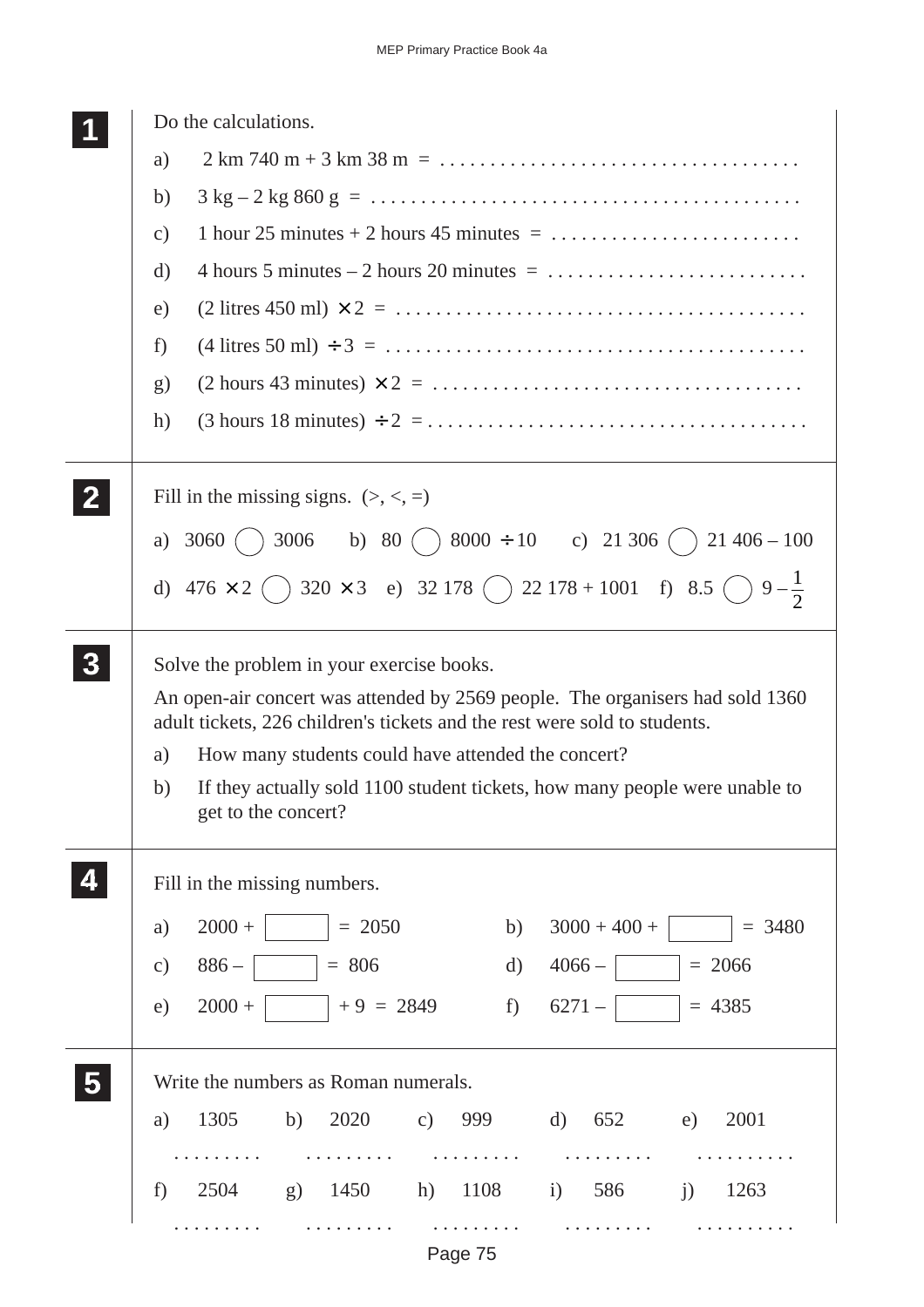**1** Do the calculations.

a) 2 km 740 m + 3 km 38 m = ....................................

b) 3 kg – 2 kg 860 g = ..........................................

c) 1 hour 25 minutes + 2 hours 45 minutes = .........................

d) 4 hours 5 minutes – 2 hours 20 minutes = ..........................

e) (2 litres 450 ml) $\times$ 2 = ........................................

f) (4 litres 50 ml) $\div$ 3 = .........................................

g) (2 hours 43 minutes) $\times$ 2 = ....................................

h) (3 hours 18 minutes) $\div$ 2 = ......................................

**2** Fill in the missing signs. (>, <, =)

a) 3060 ◯ 3006  b) 80 ◯ 8000 $\div$ 10  c) 21 306 ◯ 21 406 – 100

d) 476 $\times$ 2 ◯ 320 $\times$ 3  e) 32 178 ◯ 22 178 + 1001  f) 8.5 ◯ $9 - \frac{1}{2}$

**3** Solve the problem in your exercise books.

An open-air concert was attended by 2569 people. The organisers had sold 1360 adult tickets, 226 children's tickets and the rest were sold to students.

a) How many students could have attended the concert?

b) If they actually sold 1100 student tickets, how many people were unable to get to the concert?

**4** Fill in the missing numbers.

a) 2000 + [ ] = 2050  b) 3000 + 400 + [ ] = 3480

c) 886 – [ ] = 806  d) 4066 – [ ] = 2066

e) 2000 + [ ] + 9 = 2849  f) 6271 – [ ] = 4385

**5** Write the numbers as Roman numerals.

a) 1305 .........  b) 2020 .........  c) 999 .........  d) 652 .........  e) 2001 ..........

f) 2504 .........  g) 1450 .........  h) 1108 .........  i) 586 .........  j) 1263 ..........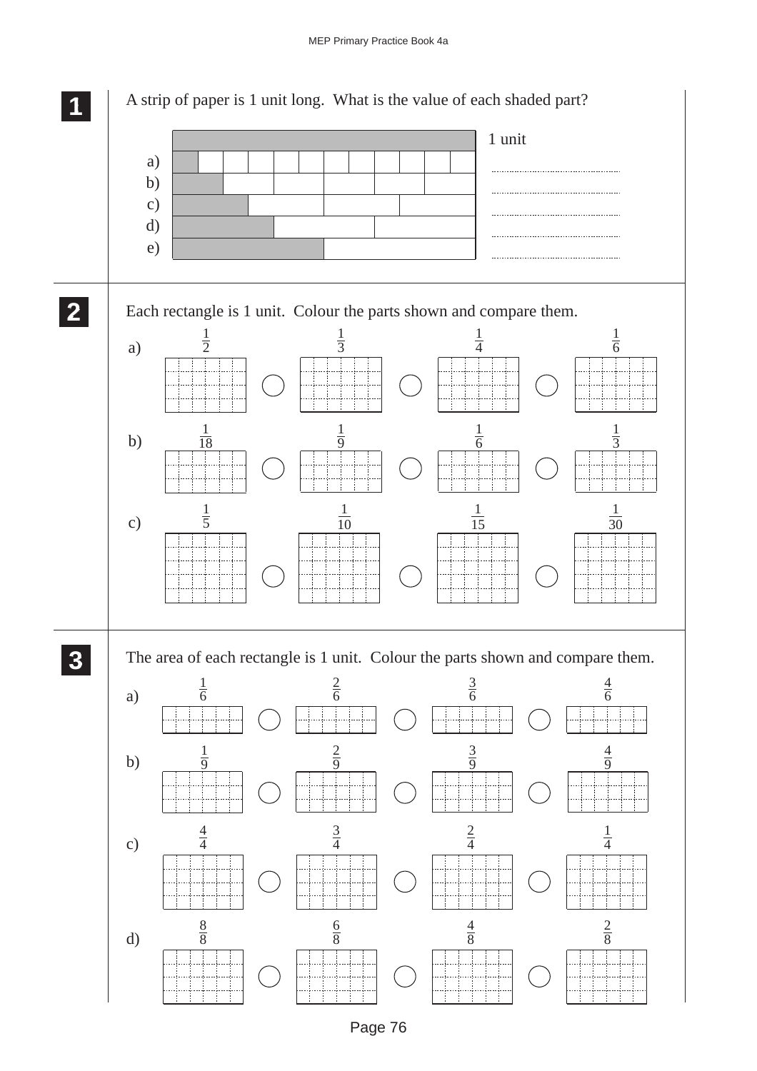**1** A strip of paper is 1 unit long. What is the value of each shaded part?

1 unit

a) ..................

b) ..................

c) ..................

d) ..................

e) ..................

**2** Each rectangle is 1 unit. Colour the parts shown and compare them.

a) $\frac{1}{2}$ ◯ $\frac{1}{3}$ ◯ $\frac{1}{4}$ ◯ $\frac{1}{6}$

b) $\frac{1}{18}$ ◯ $\frac{1}{9}$ ◯ $\frac{1}{6}$ ◯ $\frac{1}{3}$

c) $\frac{1}{5}$ ◯ $\frac{1}{10}$ ◯ $\frac{1}{15}$ ◯ $\frac{1}{30}$

**3** The area of each rectangle is 1 unit. Colour the parts shown and compare them.

a) $\frac{1}{6}$ ◯ $\frac{2}{6}$ ◯ $\frac{3}{6}$ ◯ $\frac{4}{6}$

b) $\frac{1}{9}$ ◯ $\frac{2}{9}$ ◯ $\frac{3}{9}$ ◯ $\frac{4}{9}$

c) $\frac{4}{4}$ ◯ $\frac{3}{4}$ ◯ $\frac{2}{4}$ ◯ $\frac{1}{4}$

d) $\frac{8}{8}$ ◯ $\frac{6}{8}$ ◯ $\frac{4}{8}$ ◯ $\frac{2}{8}$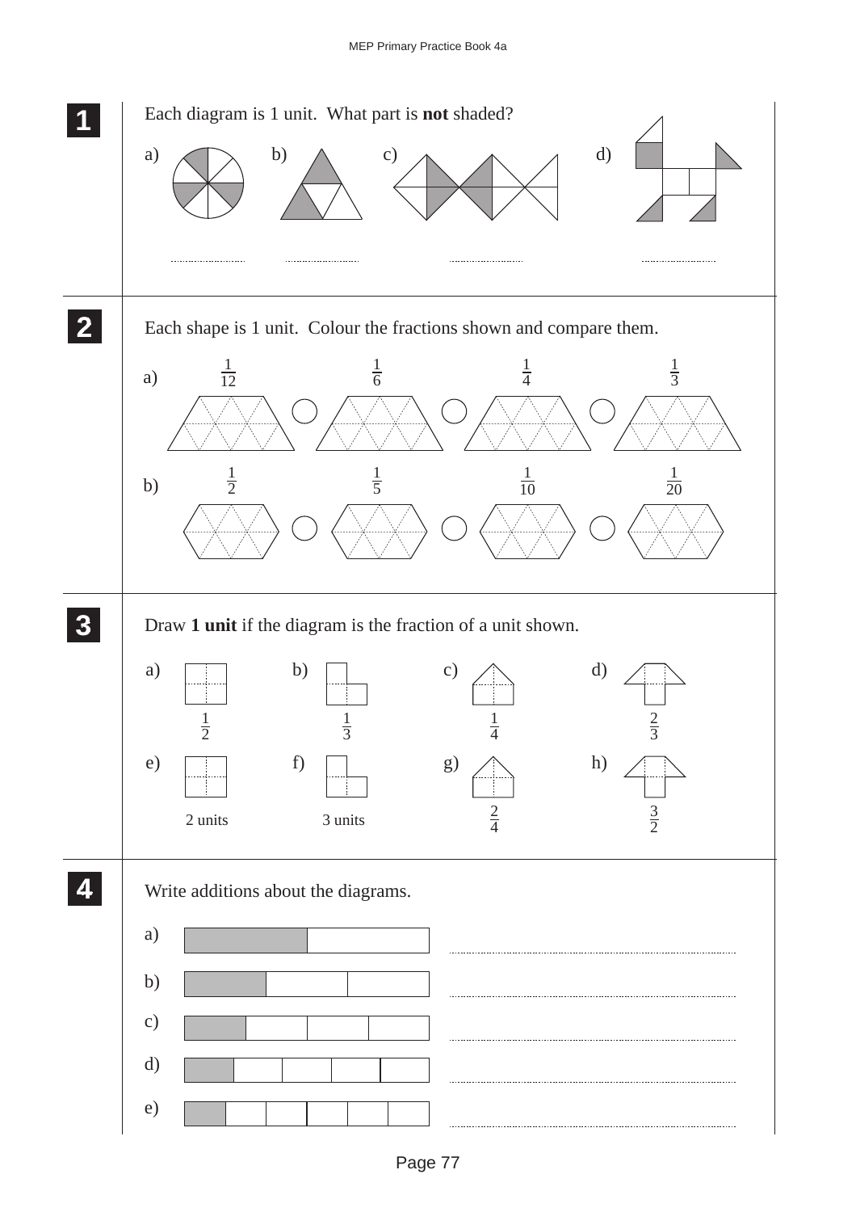**1** Each diagram is 1 unit. What part is **not** shaded?

a) ..................

b) ..................

c) ..................

d) ..................

**2** Each shape is 1 unit. Colour the fractions shown and compare them.

a) $\frac{1}{12}$ ◯ $\frac{1}{6}$ ◯ $\frac{1}{4}$ ◯ $\frac{1}{3}$

b) $\frac{1}{2}$ ◯ $\frac{1}{5}$ ◯ $\frac{1}{10}$ ◯ $\frac{1}{20}$

**3** Draw **1 unit** if the diagram is the fraction of a unit shown.

a) $\frac{1}{2}$

b) $\frac{1}{3}$

c) $\frac{1}{4}$

d) $\frac{2}{3}$

e) 2 units

f) 3 units

g) $\frac{2}{4}$

h) $\frac{3}{2}$

**4** Write additions about the diagrams.

a) ..................................................................

b) ..................................................................

c) ..................................................................

d) ..................................................................

e) ..................................................................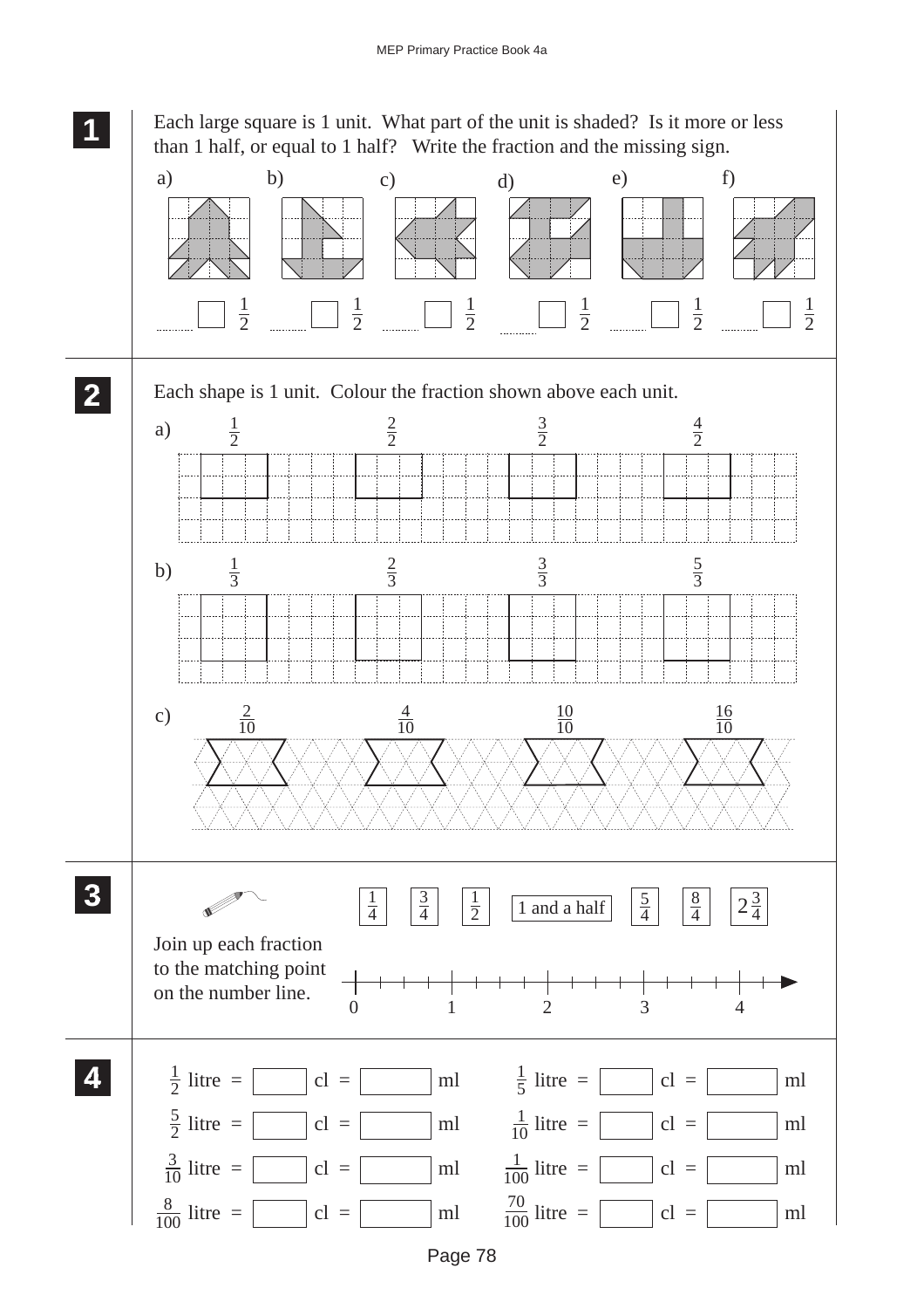**1** Each large square is 1 unit. What part of the unit is shaded? Is it more or less than 1 half, or equal to 1 half? Write the fraction and the missing sign.

a) ........ ☐ $\frac{1}{2}$   b) ........ ☐ $\frac{1}{2}$   c) ........ ☐ $\frac{1}{2}$   d) ........ ☐ $\frac{1}{2}$   e) ........ ☐ $\frac{1}{2}$   f) ........ ☐ $\frac{1}{2}$

**2** Each shape is 1 unit. Colour the fraction shown above each unit.

a) $\frac{1}{2}$   $\frac{2}{2}$   $\frac{3}{2}$   $\frac{4}{2}$

b) $\frac{1}{3}$   $\frac{2}{3}$   $\frac{3}{3}$   $\frac{5}{3}$

c) $\frac{2}{10}$   $\frac{4}{10}$   $\frac{10}{10}$   $\frac{16}{10}$

**3** Join up each fraction to the matching point on the number line.

$\frac{1}{4}$   $\frac{3}{4}$   $\frac{1}{2}$   1 and a half   $\frac{5}{4}$   $\frac{8}{4}$   $2\frac{3}{4}$

0   1   2   3   4

**4**

$\frac{1}{2}$ litre = ☐ cl = ☐ ml   $\frac{1}{5}$ litre = ☐ cl = ☐ ml

$\frac{5}{2}$ litre = ☐ cl = ☐ ml   $\frac{1}{10}$ litre = ☐ cl = ☐ ml

$\frac{3}{10}$ litre = ☐ cl = ☐ ml   $\frac{1}{100}$ litre = ☐ cl = ☐ ml

$\frac{8}{100}$ litre = ☐ cl = ☐ ml   $\frac{70}{100}$ litre = ☐ cl = ☐ ml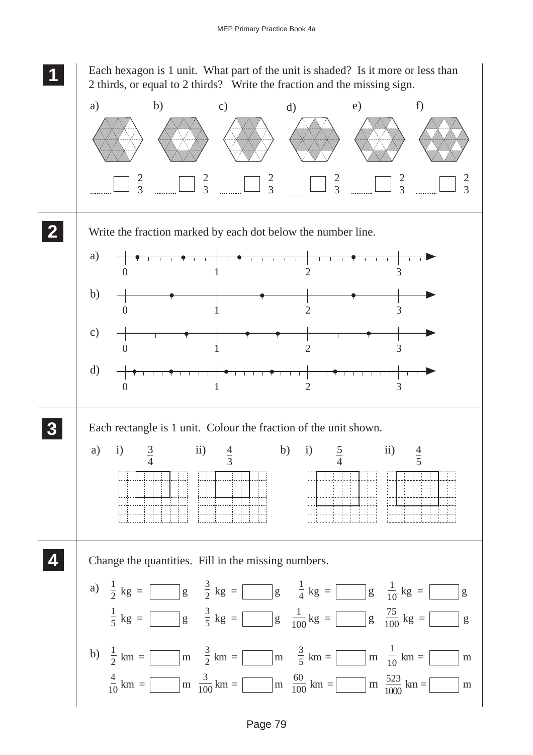**1** Each hexagon is 1 unit. What part of the unit is shaded? Is it more or less than 2 thirds, or equal to 2 thirds? Write the fraction and the missing sign.

a) ........ ☐ $\frac{2}{3}$ b) ........ ☐ $\frac{2}{3}$ c) ........ ☐ $\frac{2}{3}$ d) ........ ☐ $\frac{2}{3}$ e) ........ ☐ $\frac{2}{3}$ f) ........ ☐ $\frac{2}{3}$

**2** Write the fraction marked by each dot below the number line.

a) 0 1 2 3

b) 0 1 2 3

c) 0 1 2 3

d) 0 1 2 3

**3** Each rectangle is 1 unit. Colour the fraction of the unit shown.

a) i) $\frac{3}{4}$ ii) $\frac{4}{3}$ b) i) $\frac{5}{4}$ ii) $\frac{4}{5}$

**4** Change the quantities. Fill in the missing numbers.

a) $\frac{1}{2}$ kg = ☐ g $\frac{3}{2}$ kg = ☐ g $\frac{1}{4}$ kg = ☐ g $\frac{1}{10}$ kg = ☐ g

$\frac{1}{5}$ kg = ☐ g $\frac{3}{5}$ kg = ☐ g $\frac{1}{100}$ kg = ☐ g $\frac{75}{100}$ kg = ☐ g

b) $\frac{1}{2}$ km = ☐ m $\frac{3}{2}$ km = ☐ m $\frac{3}{5}$ km = ☐ m $\frac{1}{10}$ km = ☐ m

$\frac{4}{10}$ km = ☐ m $\frac{3}{100}$ km = ☐ m $\frac{60}{100}$ km = ☐ m $\frac{523}{1000}$ km = ☐ m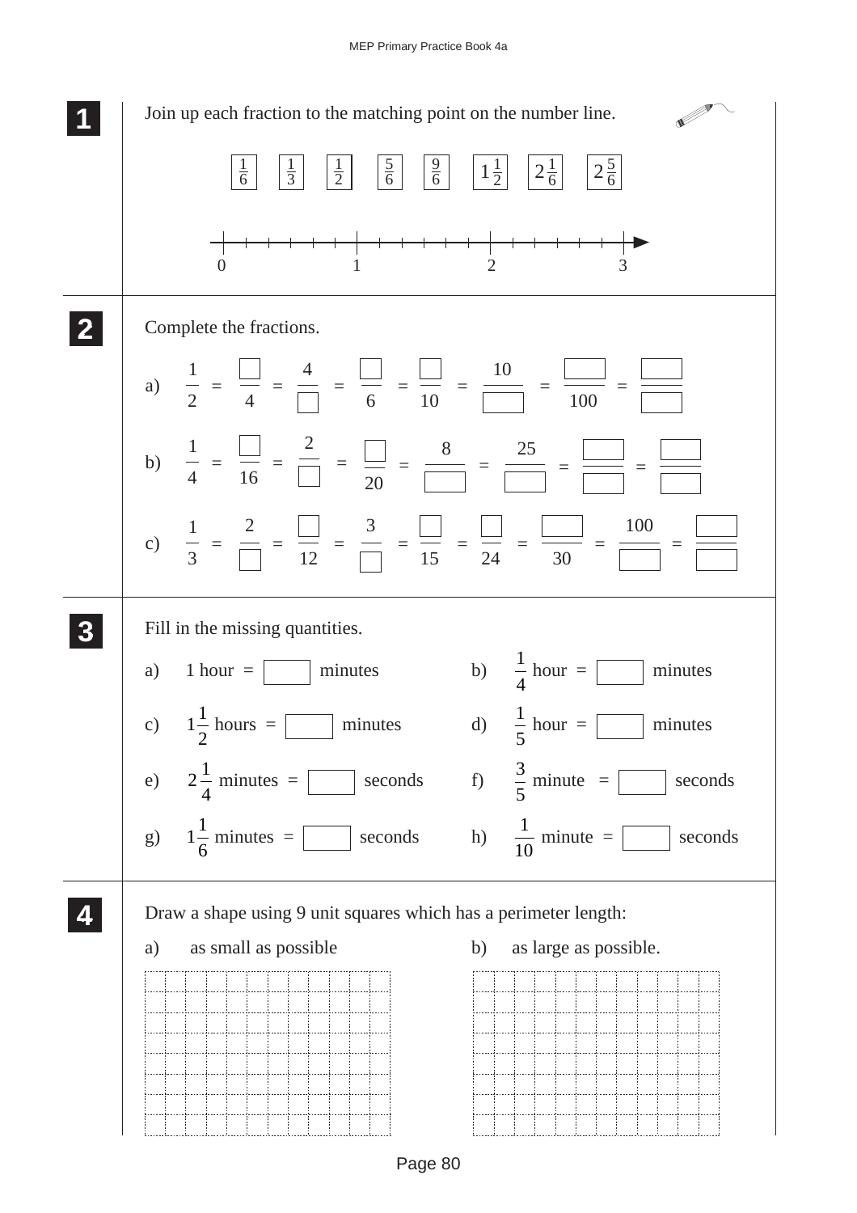**1** Join up each fraction to the matching point on the number line.

$\frac{1}{6}$ $\frac{1}{3}$ $\frac{1}{2}$ $\frac{5}{6}$ $\frac{9}{6}$ $1\frac{1}{2}$ $2\frac{1}{6}$ $2\frac{5}{6}$

0 1 2 3

**2** Complete the fractions.

a) $\frac{1}{2} = \frac{\square}{4} = \frac{4}{\square} = \frac{\square}{6} = \frac{\square}{10} = \frac{10}{\square} = \frac{\square}{100} = \frac{\square}{\square}$

b) $\frac{1}{4} = \frac{\square}{16} = \frac{2}{\square} = \frac{\square}{20} = \frac{8}{\square} = \frac{25}{\square} = \frac{\square}{\square} = \frac{\square}{\square}$

c) $\frac{1}{3} = \frac{2}{\square} = \frac{\square}{12} = \frac{3}{\square} = \frac{\square}{15} = \frac{\square}{24} = \frac{\square}{30} = \frac{100}{\square} = \frac{\square}{\square}$

**3** Fill in the missing quantities.

a) 1 hour = $\square$ minutes

b) $\frac{1}{4}$ hour = $\square$ minutes

c) $1\frac{1}{2}$ hours = $\square$ minutes

d) $\frac{1}{5}$ hour = $\square$ minutes

e) $2\frac{1}{4}$ minutes = $\square$ seconds

f) $\frac{3}{5}$ minute = $\square$ seconds

g) $1\frac{1}{6}$ minutes = $\square$ seconds

h) $\frac{1}{10}$ minute = $\square$ seconds

**4** Draw a shape using 9 unit squares which has a perimeter length:

a) as small as possible

b) as large as possible.